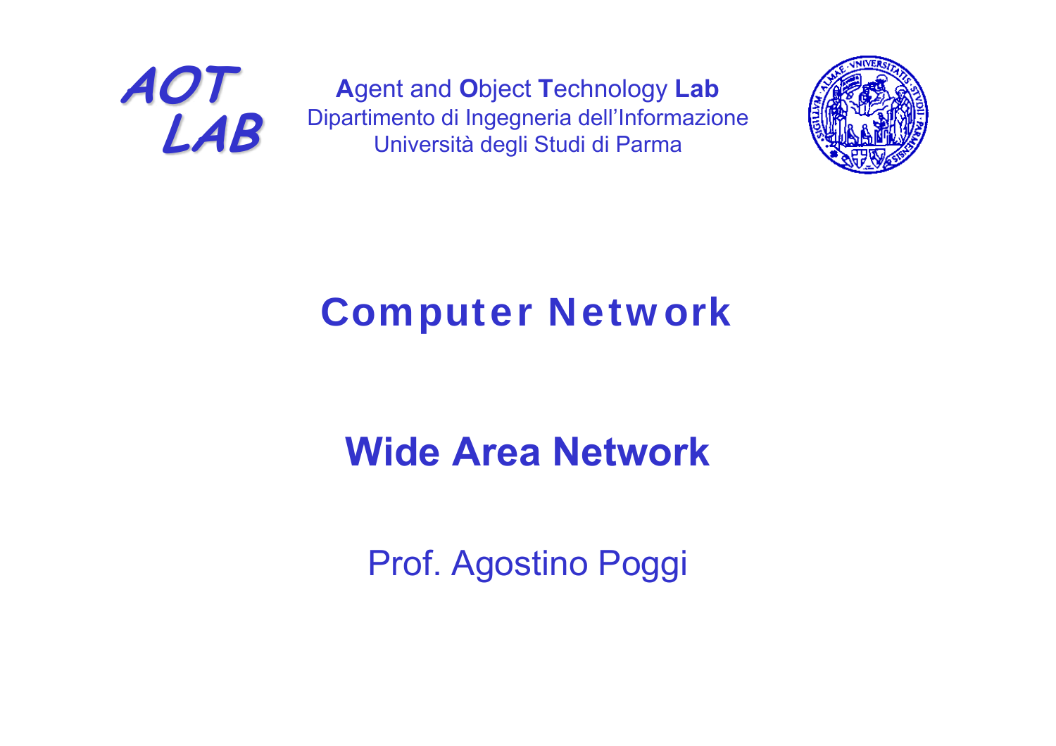AOT LAB

**A**gent and **O**bject **T**echnology **Lab**
Dipartimento di Ingegneria dell'Informazione
Università degli Studi di Parma

# Computer Network

## Wide Area Network

Prof. Agostino Poggi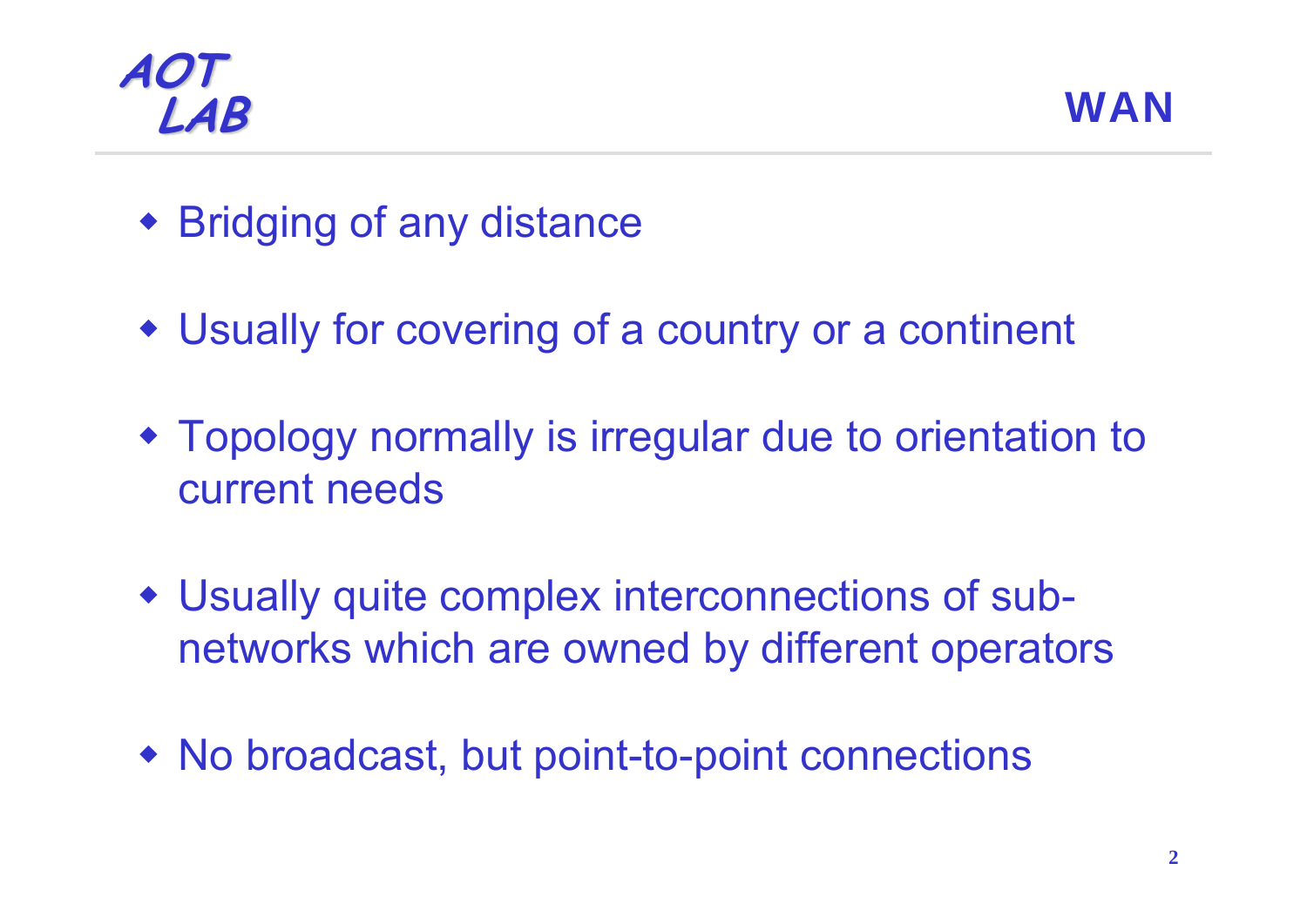## WAN

- Bridging of any distance
- Usually for covering of a country or a continent
- Topology normally is irregular due to orientation to current needs
- Usually quite complex interconnections of sub-networks which are owned by different operators
- No broadcast, but point-to-point connections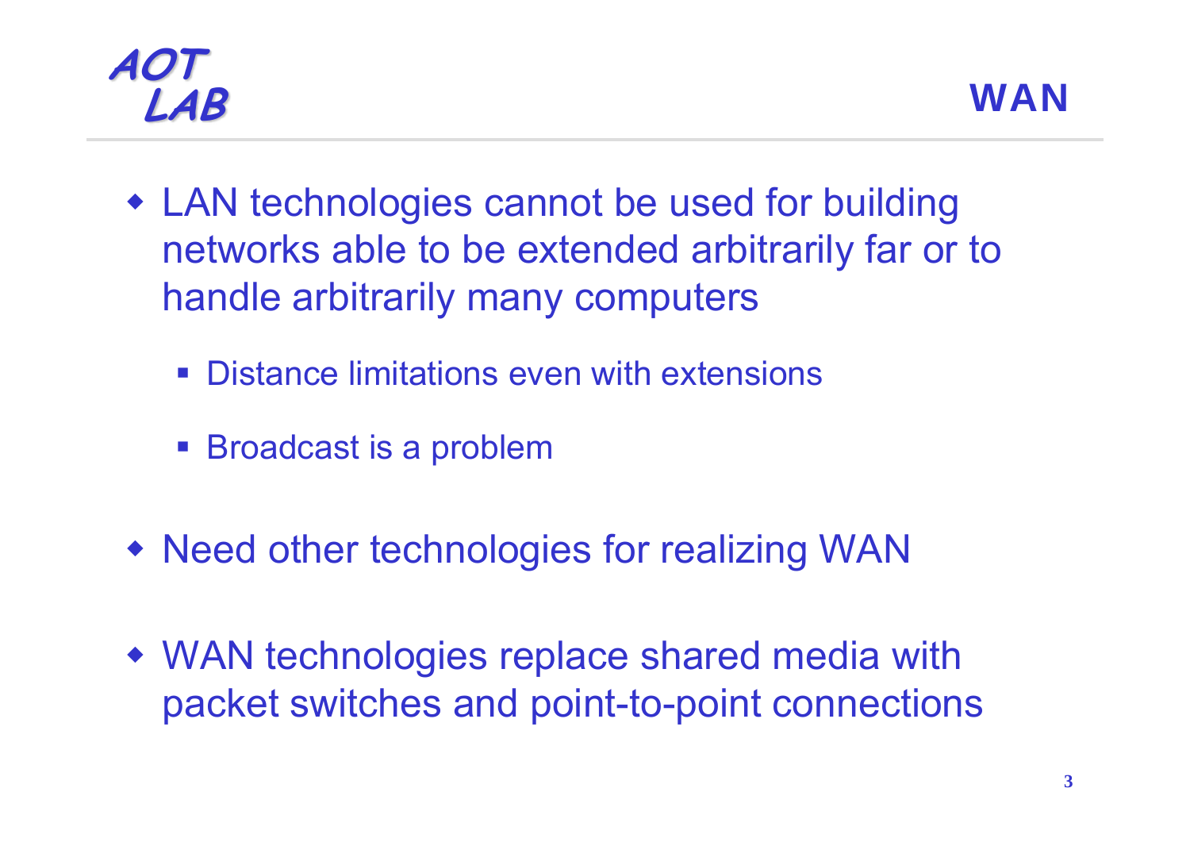## WAN

- LAN technologies cannot be used for building networks able to be extended arbitrarily far or to handle arbitrarily many computers
  - Distance limitations even with extensions
  - Broadcast is a problem
- Need other technologies for realizing WAN
- WAN technologies replace shared media with packet switches and point-to-point connections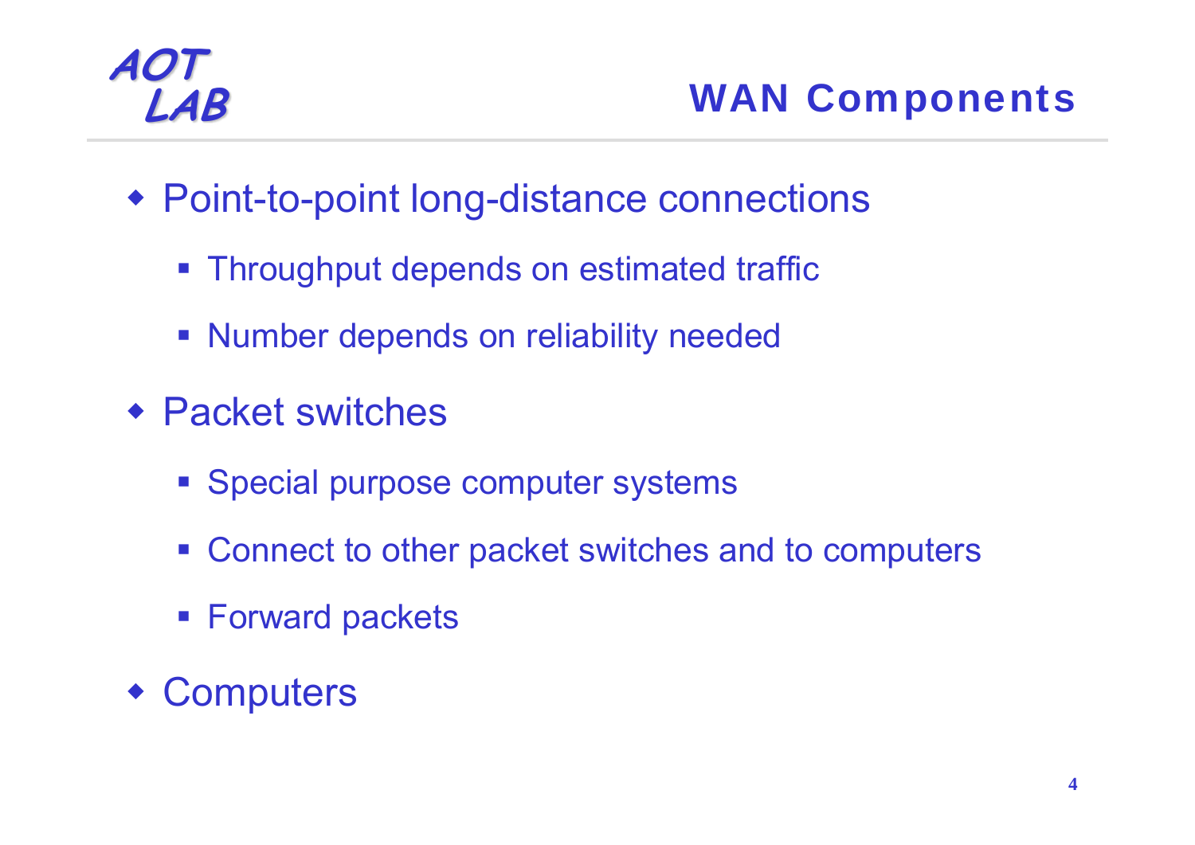# WAN Components

- Point-to-point long-distance connections
  - Throughput depends on estimated traffic
  - Number depends on reliability needed
- Packet switches
  - Special purpose computer systems
  - Connect to other packet switches and to computers
  - Forward packets
- Computers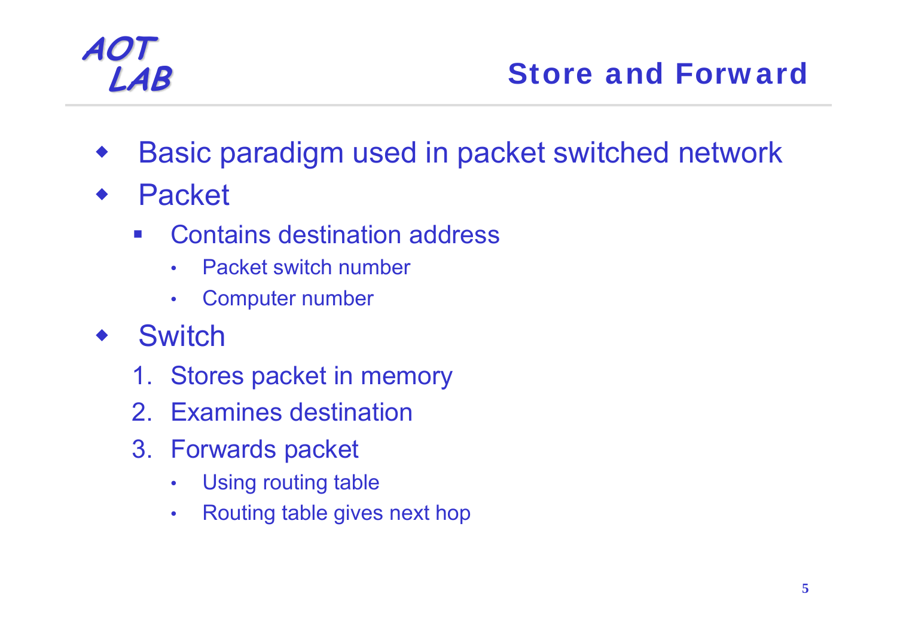# Store and Forward

- Basic paradigm used in packet switched network
- Packet
  - Contains destination address
    - Packet switch number
    - Computer number
- Switch
  1. Stores packet in memory
  2. Examines destination
  3. Forwards packet
     - Using routing table
     - Routing table gives next hop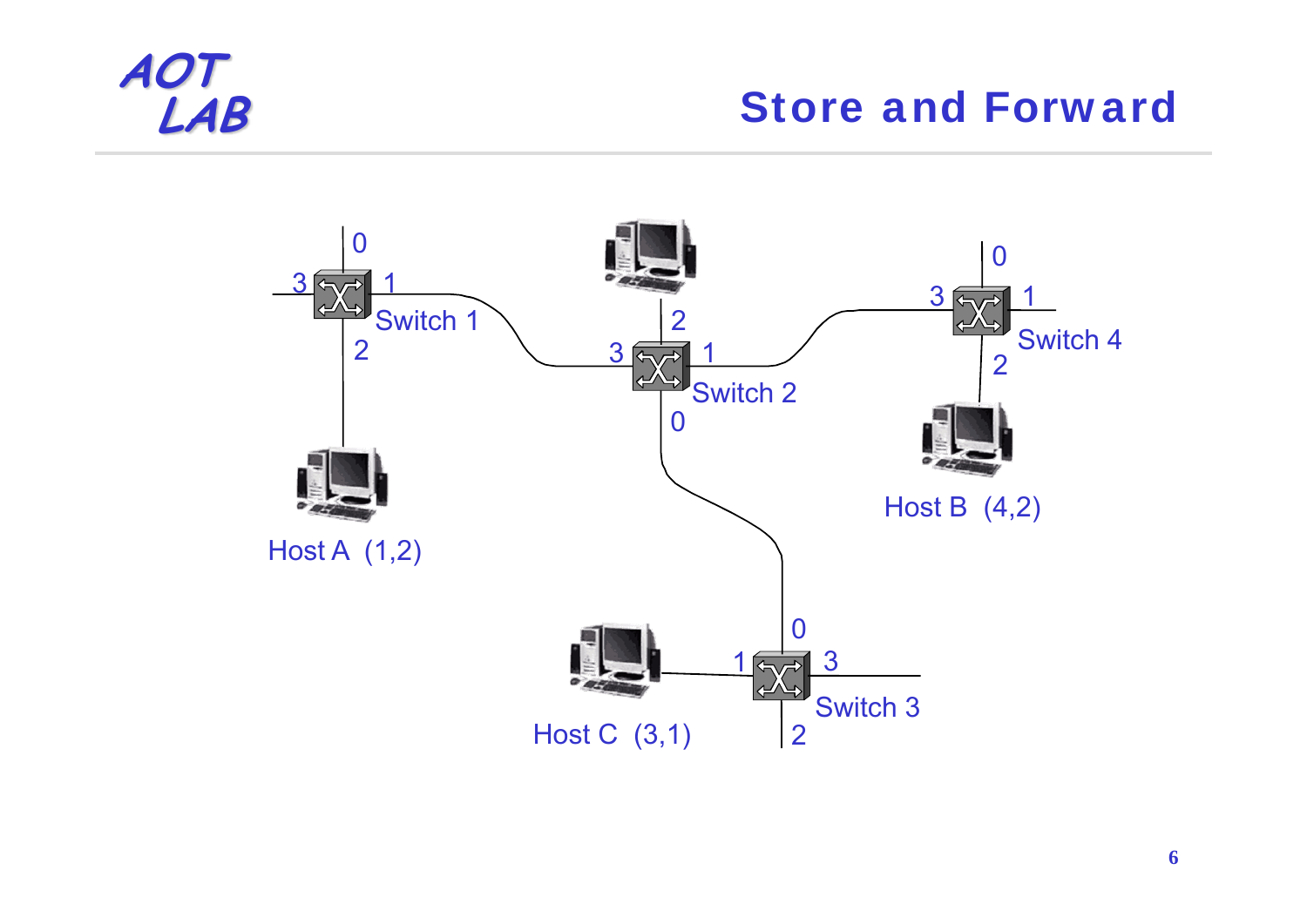# Store and Forward

Switch 1

Switch 2

Switch 3

Switch 4

Host A (1,2)

Host B (4,2)

Host C (3,1)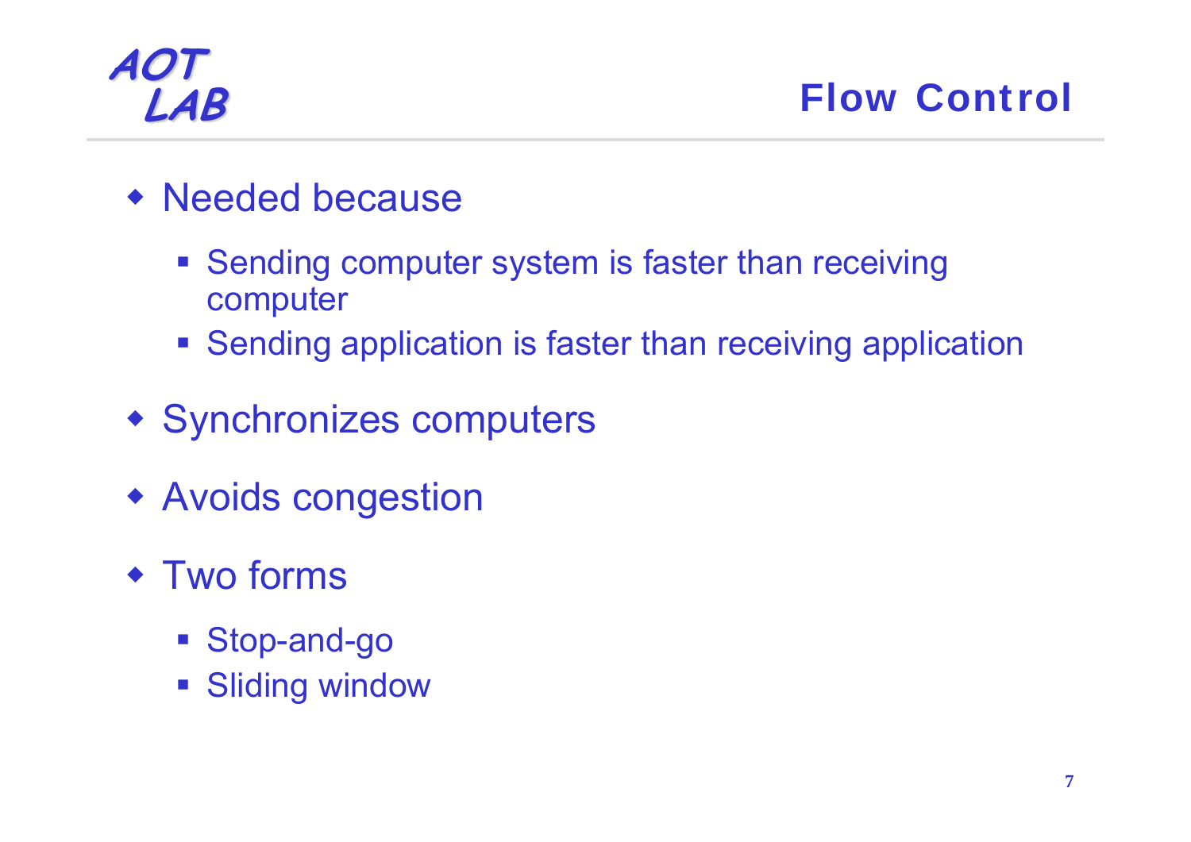# Flow Control

- Needed because
  - Sending computer system is faster than receiving computer
  - Sending application is faster than receiving application
- Synchronizes computers
- Avoids congestion
- Two forms
  - Stop-and-go
  - Sliding window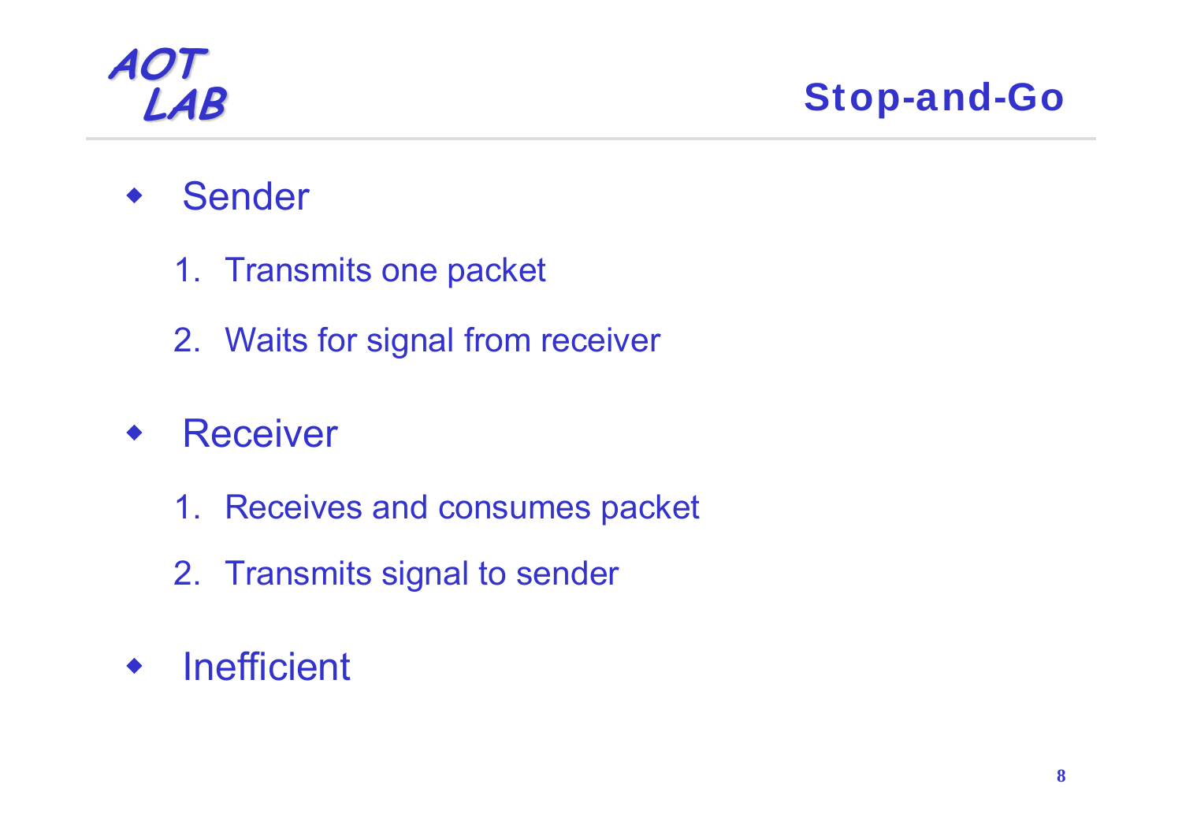# Stop-and-Go

- Sender
  1. Transmits one packet
  2. Waits for signal from receiver
- Receiver
  1. Receives and consumes packet
  2. Transmits signal to sender
- Inefficient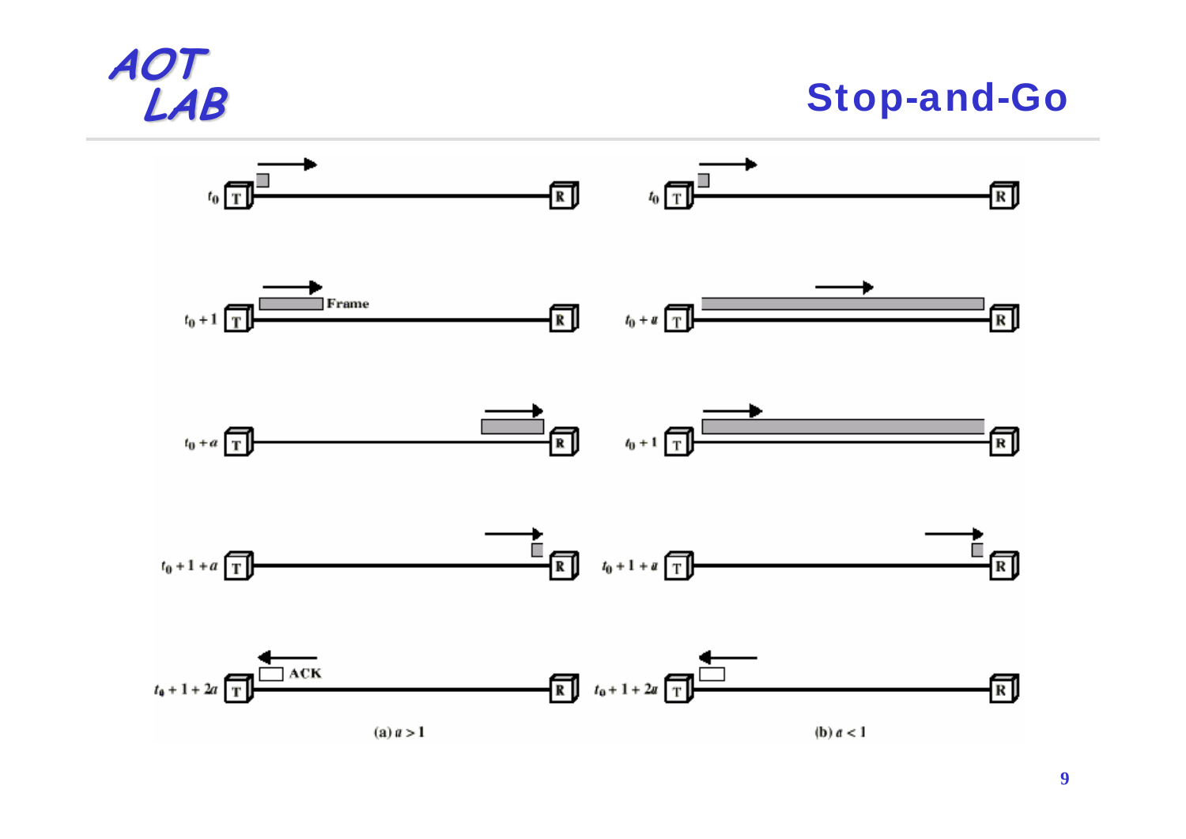# Stop-and-Go

$t_0$

$t_0 + 1$ — Frame

$t_0 + a$

$t_0 + 1 + a$

$t_0 + 1 + 2a$ — ACK

(a) $a > 1$

$t_0$

$t_0 + a$

$t_0 + 1$

$t_0 + 1 + a$

$t_0 + 1 + 2a$

(b) $a < 1$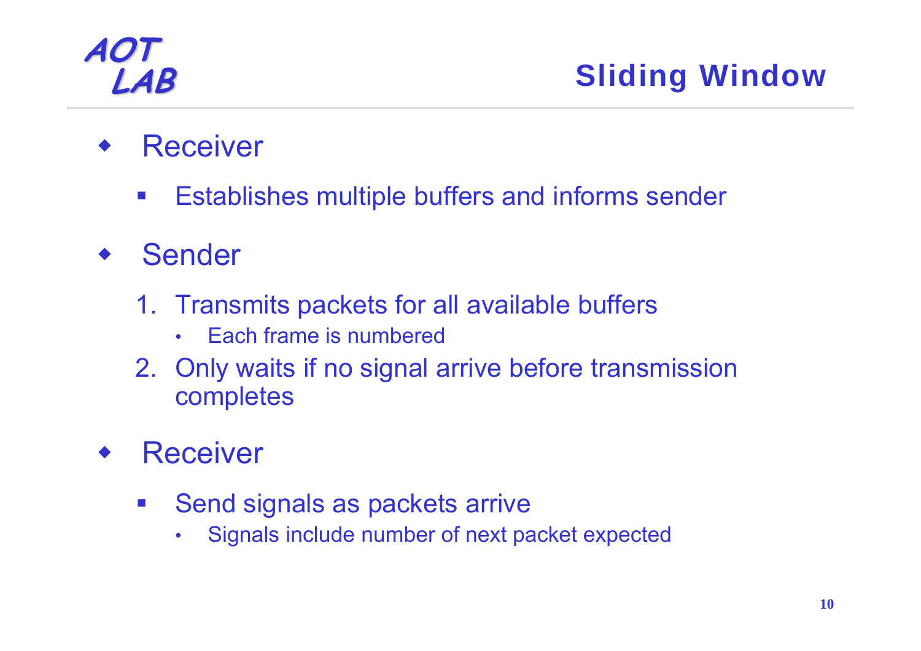# Sliding Window

- Receiver
  - Establishes multiple buffers and informs sender
- Sender
  1. Transmits packets for all available buffers
     - Each frame is numbered
  2. Only waits if no signal arrive before transmission completes
- Receiver
  - Send signals as packets arrive
    - Signals include number of next packet expected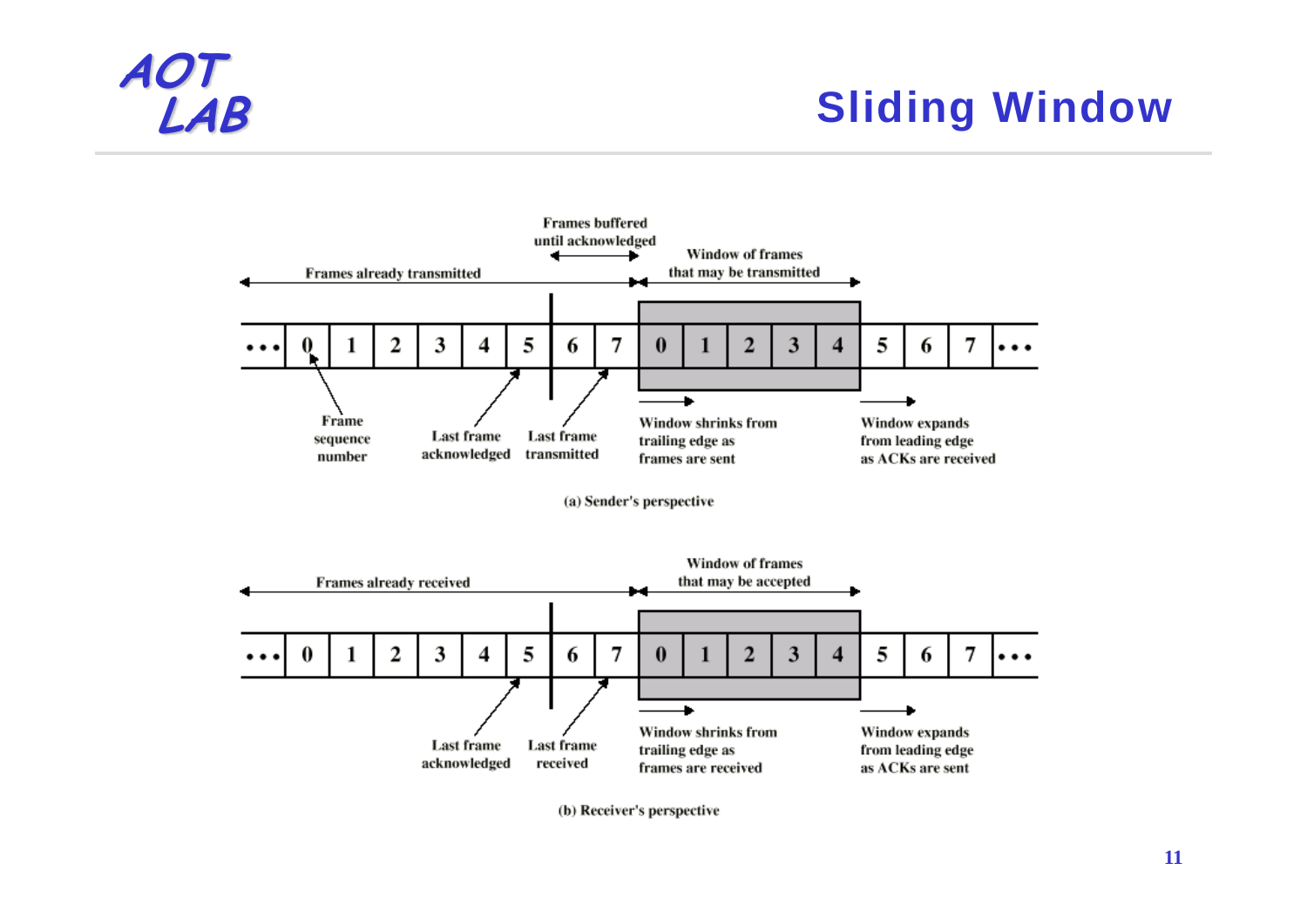# Sliding Window

Frames buffered until acknowledged

Window of frames that may be transmitted

Frames already transmitted

••• 0 1 2 3 4 5 6 7 0 1 2 3 4 5 6 7 •••

Frame sequence number

Last frame acknowledged

Last frame transmitted

Window shrinks from trailing edge as frames are sent

Window expands from leading edge as ACKs are received

(a) Sender's perspective

Window of frames that may be accepted

Frames already received

••• 0 1 2 3 4 5 6 7 0 1 2 3 4 5 6 7 •••

Last frame acknowledged

Last frame received

Window shrinks from trailing edge as frames are received

Window expands from leading edge as ACKs are sent

(b) Receiver's perspective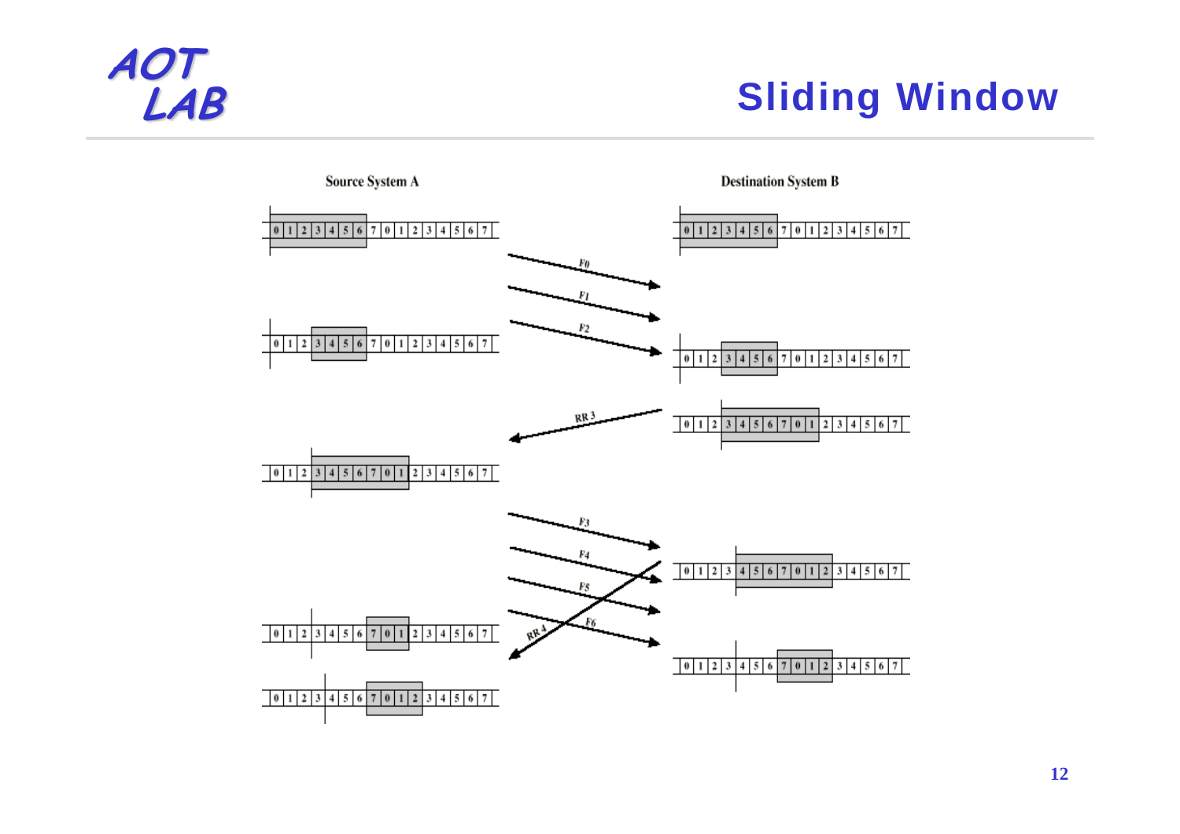# Sliding Window

Source System A

Destination System B

F0

F1

F2

RR 3

F3

F4

F5

F6

RR 4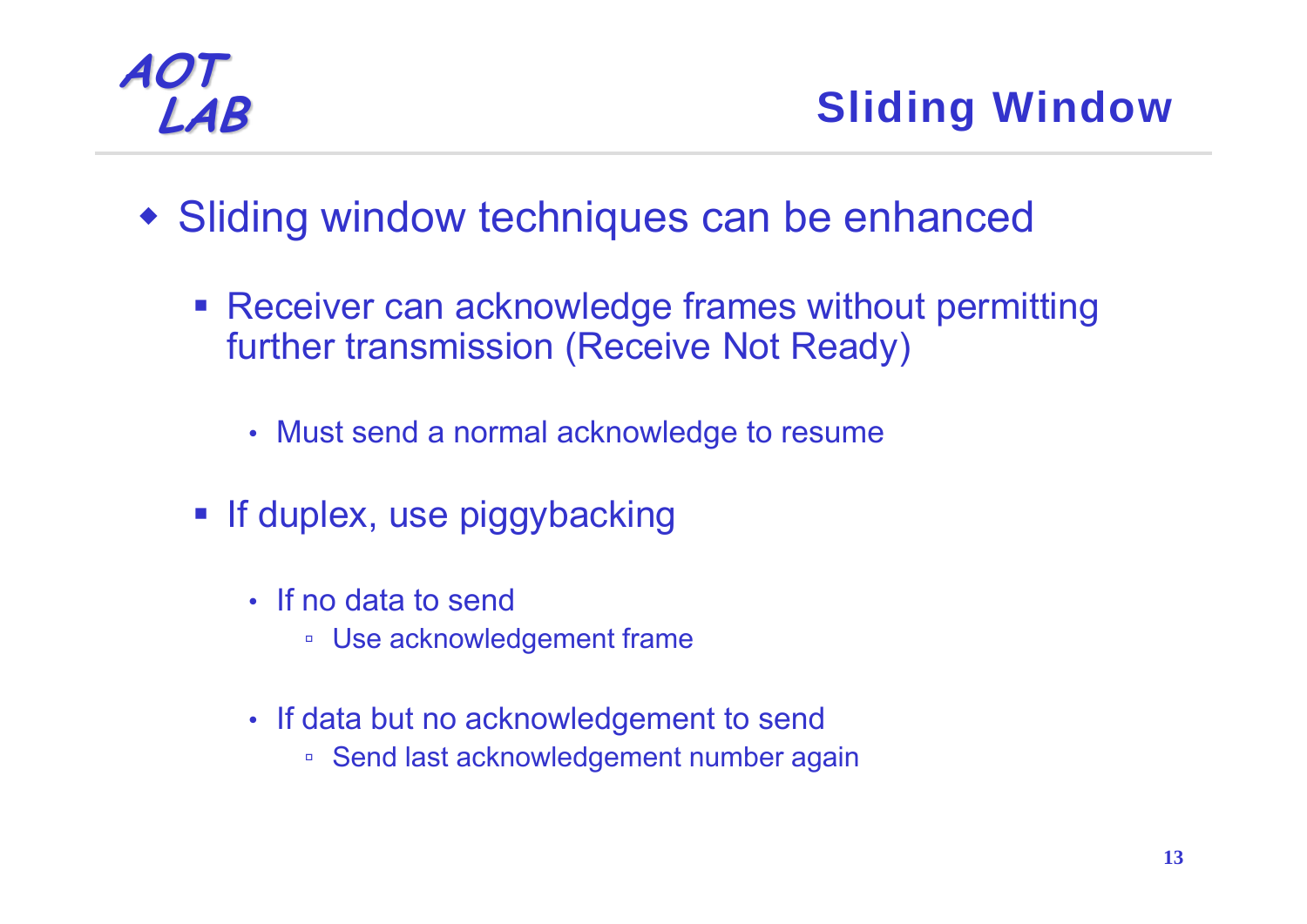## Sliding Window

- Sliding window techniques can be enhanced
  - Receiver can acknowledge frames without permitting further transmission (Receive Not Ready)
    - Must send a normal acknowledge to resume
  - If duplex, use piggybacking
    - If no data to send
      - Use acknowledgement frame
    - If data but no acknowledgement to send
      - Send last acknowledgement number again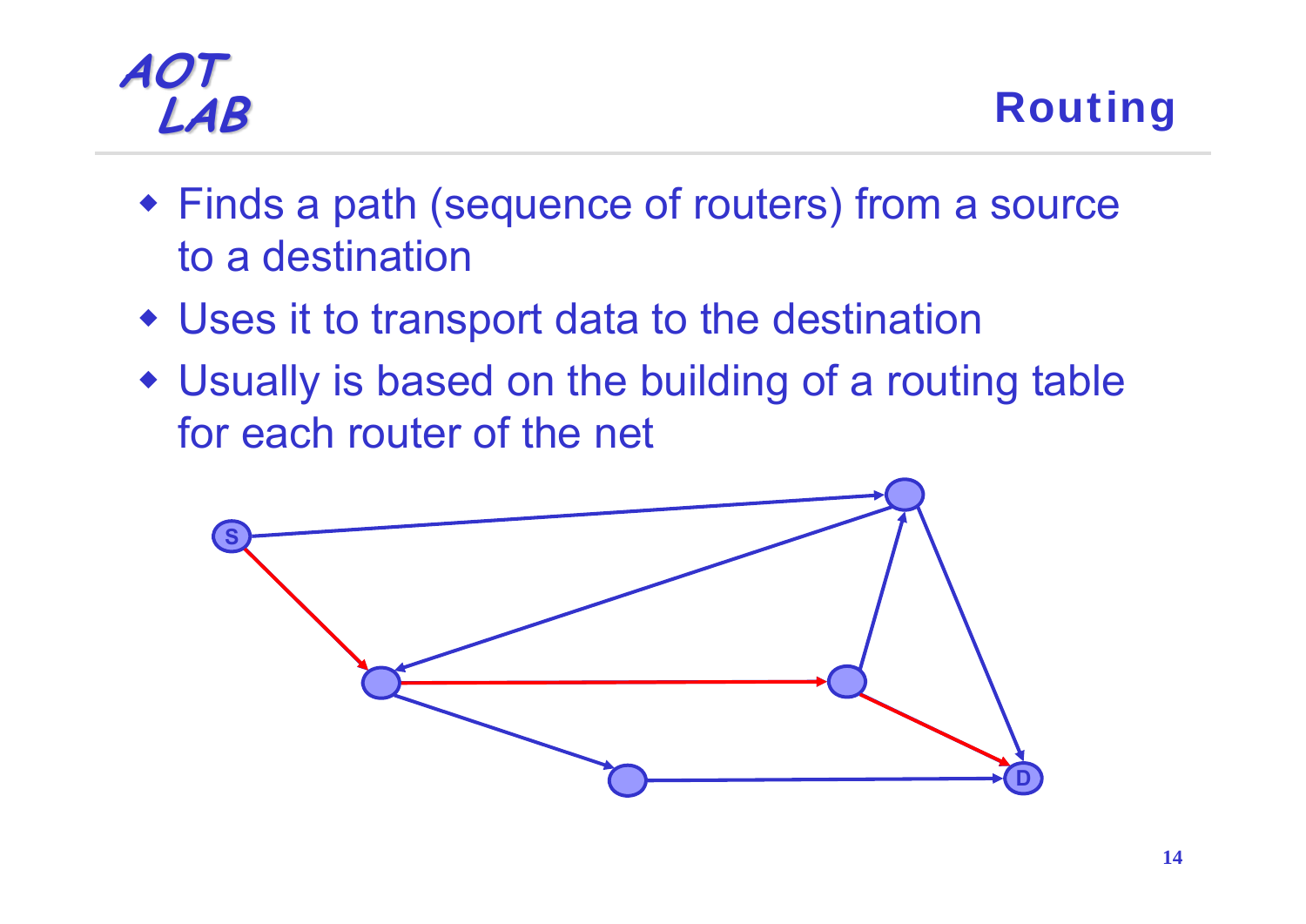# Routing

- Finds a path (sequence of routers) from a source to a destination
- Uses it to transport data to the destination
- Usually is based on the building of a routing table for each router of the net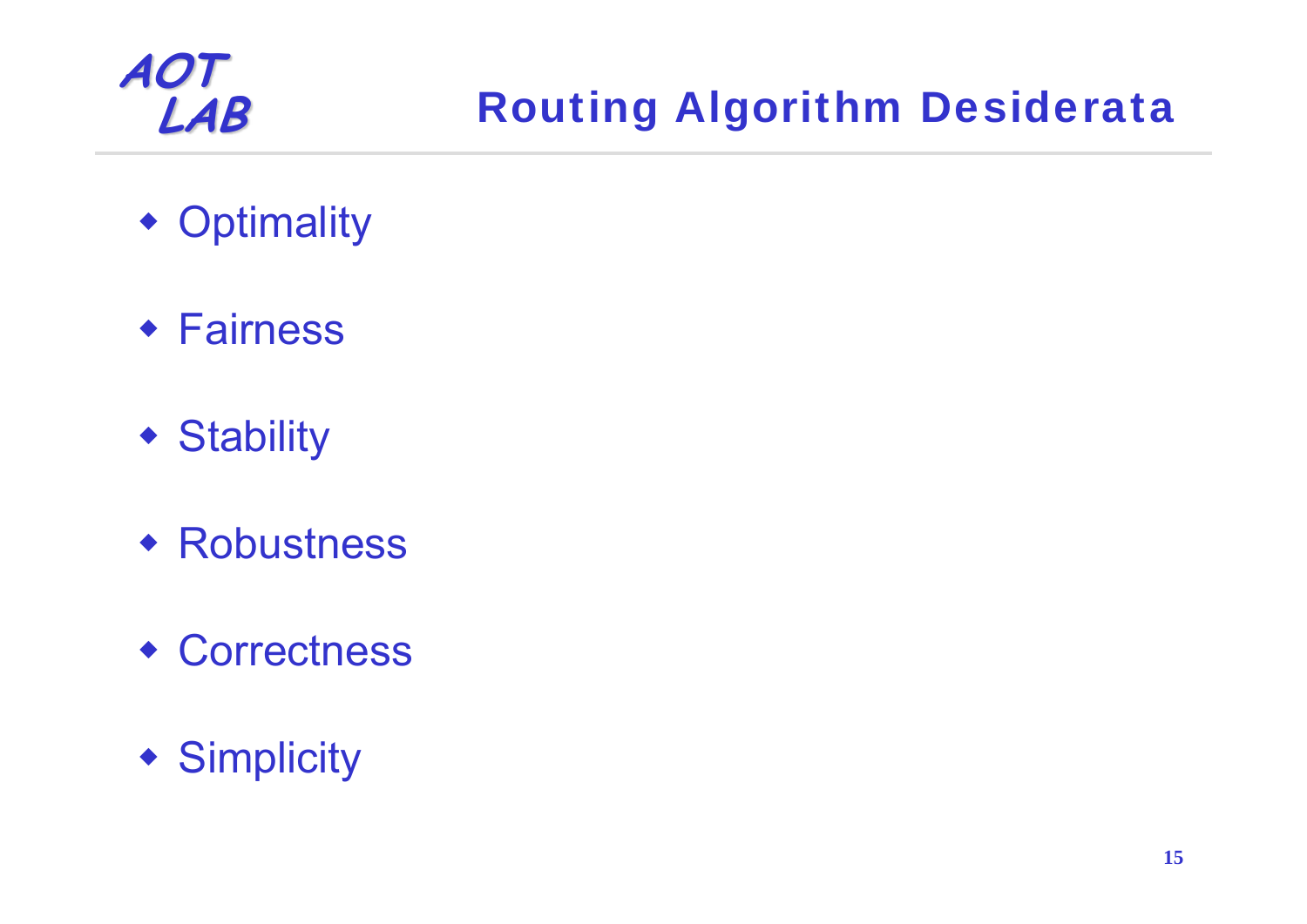# Routing Algorithm Desiderata

- Optimality
- Fairness
- Stability
- Robustness
- Correctness
- Simplicity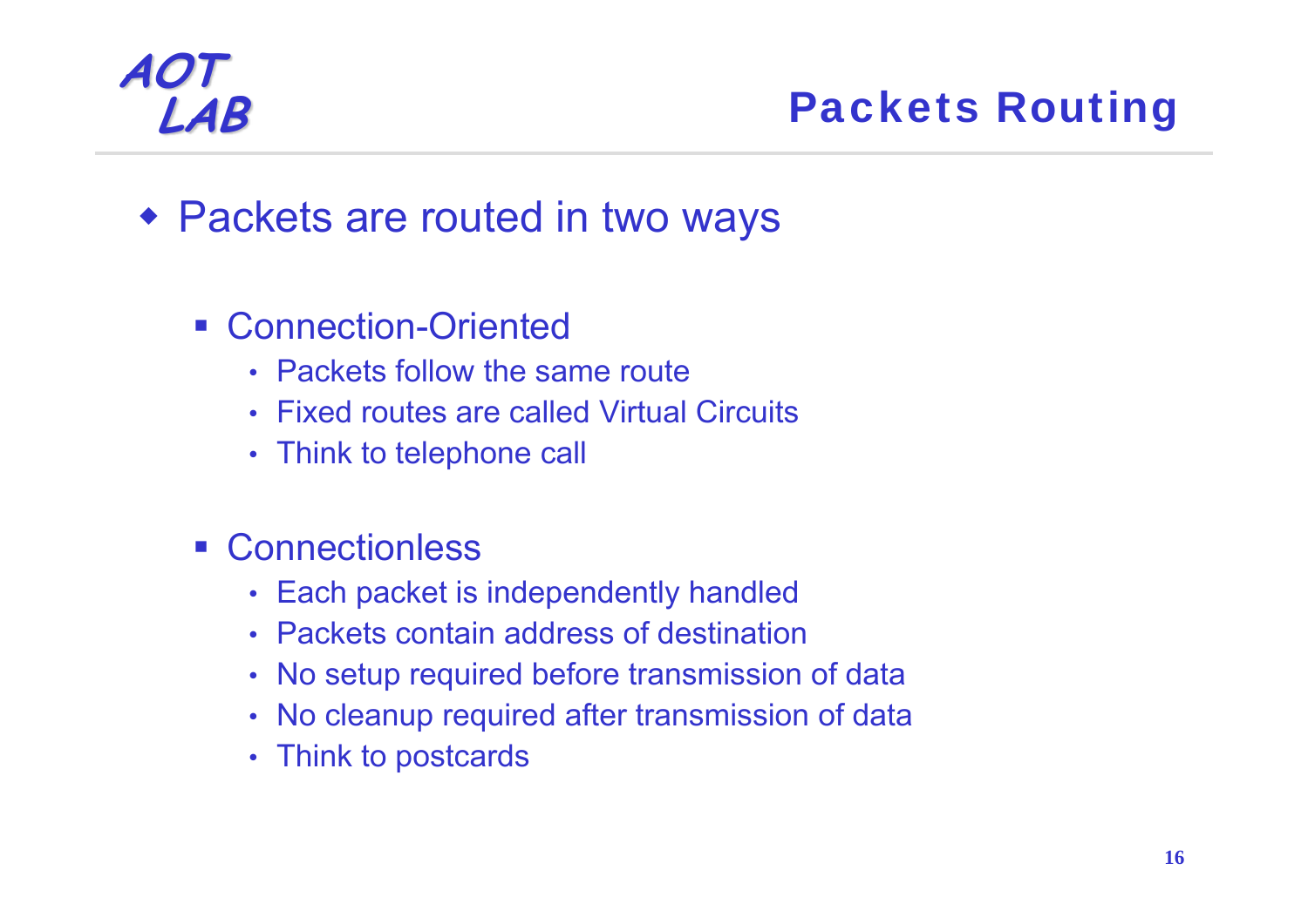# Packets Routing

- Packets are routed in two ways

  - Connection-Oriented
    - Packets follow the same route
    - Fixed routes are called Virtual Circuits
    - Think to telephone call

  - Connectionless
    - Each packet is independently handled
    - Packets contain address of destination
    - No setup required before transmission of data
    - No cleanup required after transmission of data
    - Think to postcards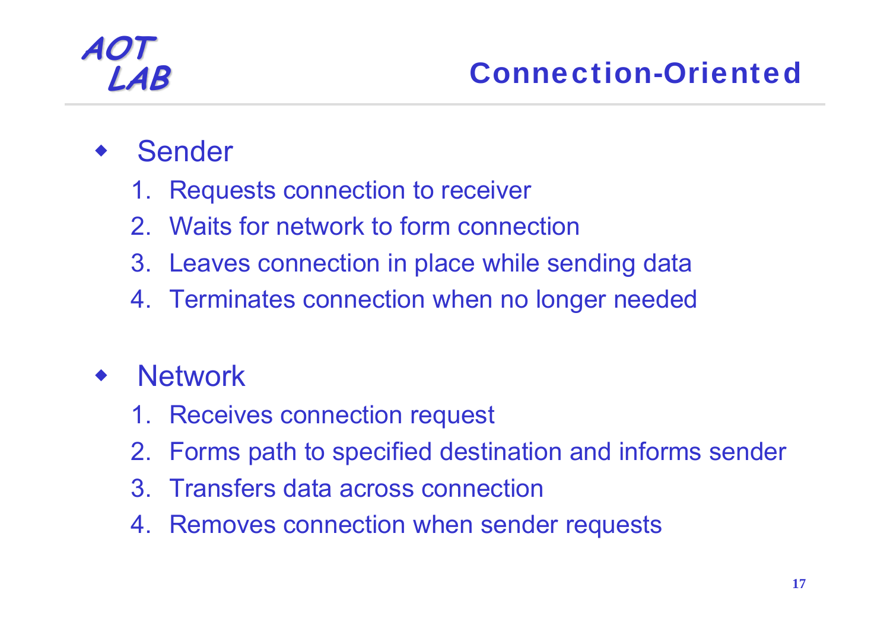# Connection-Oriented

- Sender
  1. Requests connection to receiver
  2. Waits for network to form connection
  3. Leaves connection in place while sending data
  4. Terminates connection when no longer needed

- Network
  1. Receives connection request
  2. Forms path to specified destination and informs sender
  3. Transfers data across connection
  4. Removes connection when sender requests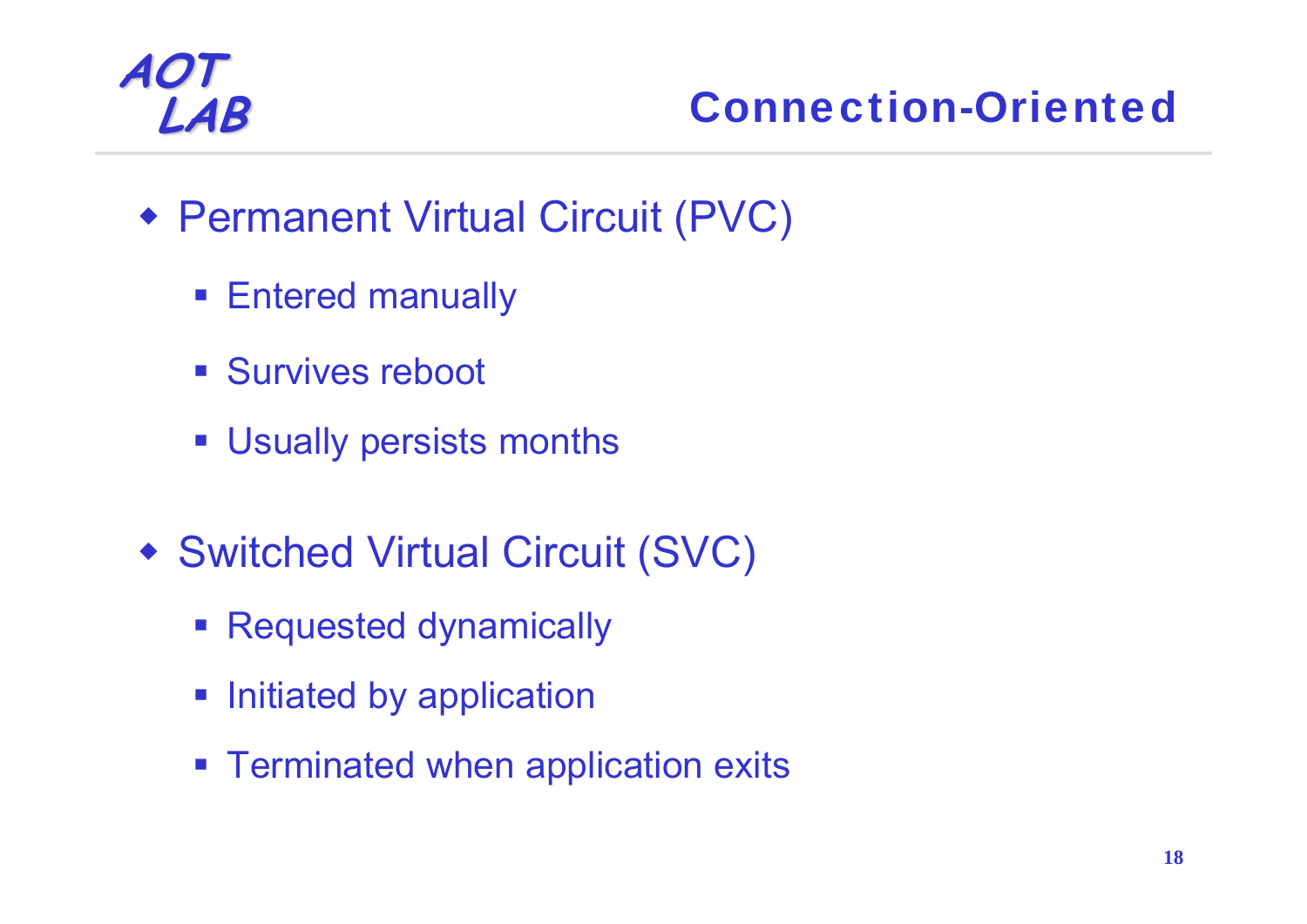# Connection-Oriented

- Permanent Virtual Circuit (PVC)
  - Entered manually
  - Survives reboot
  - Usually persists months
- Switched Virtual Circuit (SVC)
  - Requested dynamically
  - Initiated by application
  - Terminated when application exits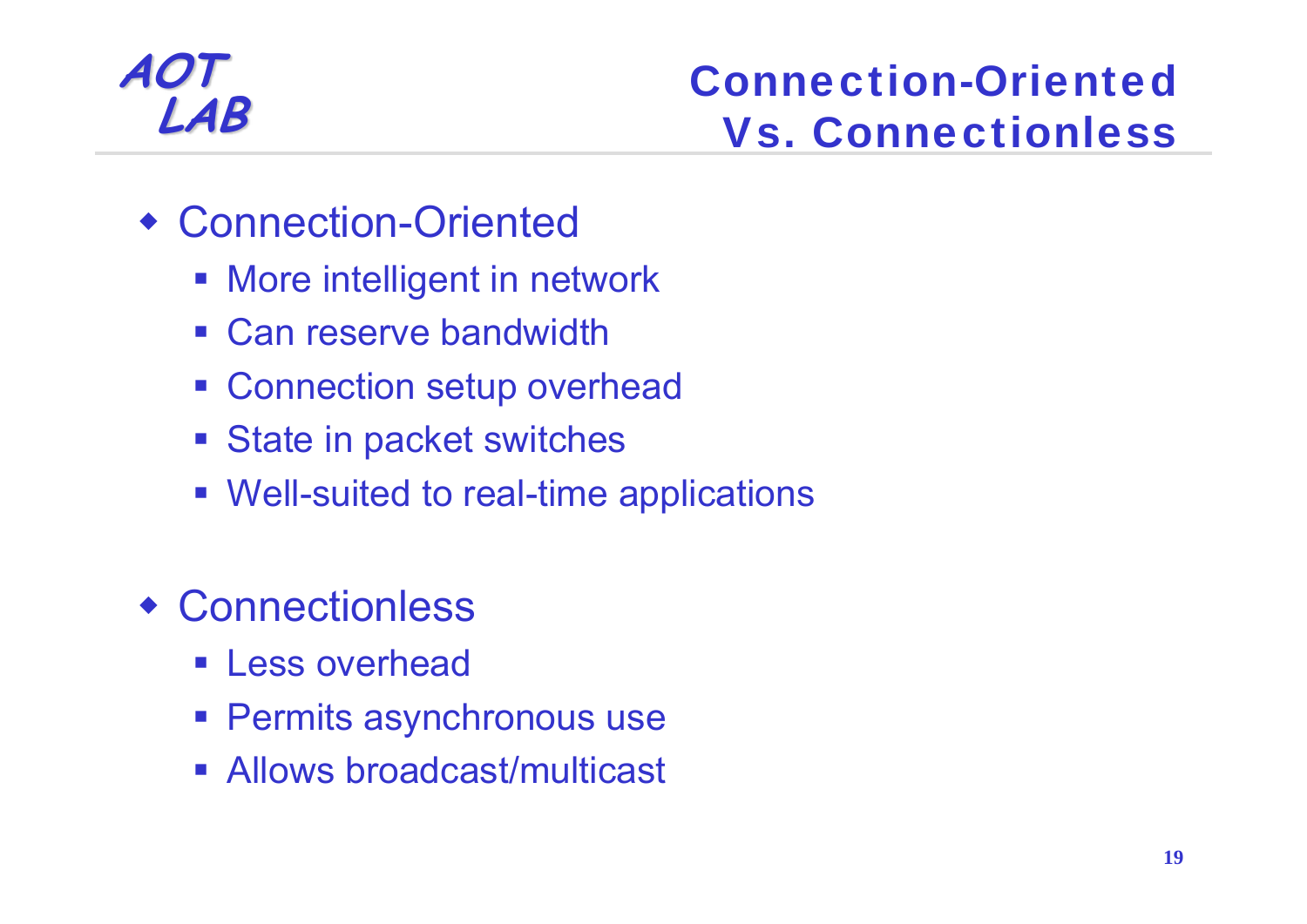# Connection-Oriented Vs. Connectionless

- Connection-Oriented
  - More intelligent in network
  - Can reserve bandwidth
  - Connection setup overhead
  - State in packet switches
  - Well-suited to real-time applications

- Connectionless
  - Less overhead
  - Permits asynchronous use
  - Allows broadcast/multicast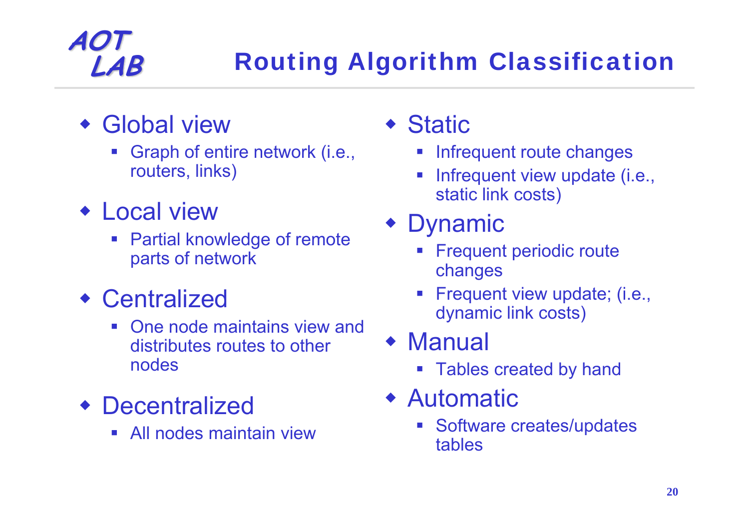# Routing Algorithm Classification

- Global view
  - Graph of entire network (i.e., routers, links)
- Local view
  - Partial knowledge of remote parts of network
- Centralized
  - One node maintains view and distributes routes to other nodes
- Decentralized
  - All nodes maintain view
- Static
  - Infrequent route changes
  - Infrequent view update (i.e., static link costs)
- Dynamic
  - Frequent periodic route changes
  - Frequent view update; (i.e., dynamic link costs)
- Manual
  - Tables created by hand
- Automatic
  - Software creates/updates tables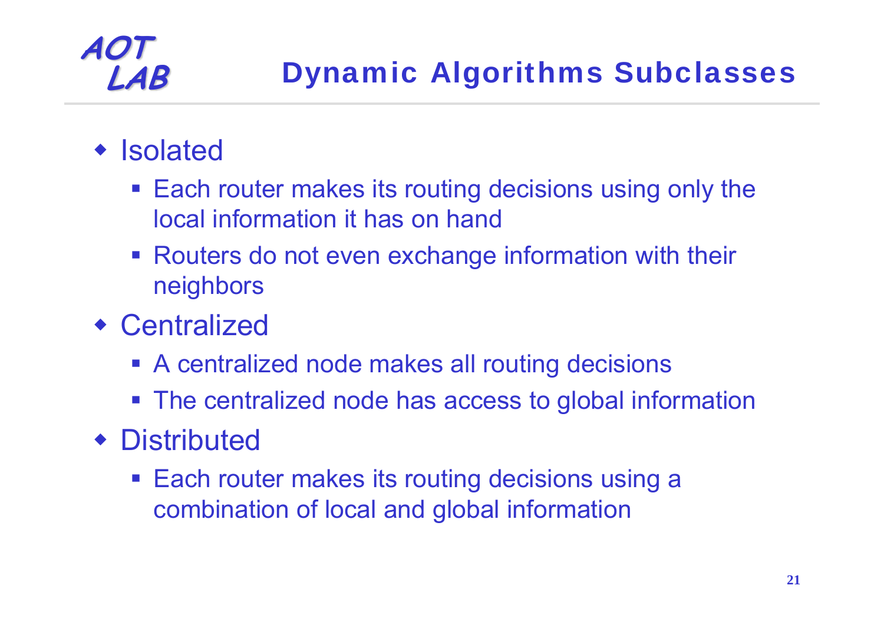# Dynamic Algorithms Subclasses

- Isolated
  - Each router makes its routing decisions using only the local information it has on hand
  - Routers do not even exchange information with their neighbors
- Centralized
  - A centralized node makes all routing decisions
  - The centralized node has access to global information
- Distributed
  - Each router makes its routing decisions using a combination of local and global information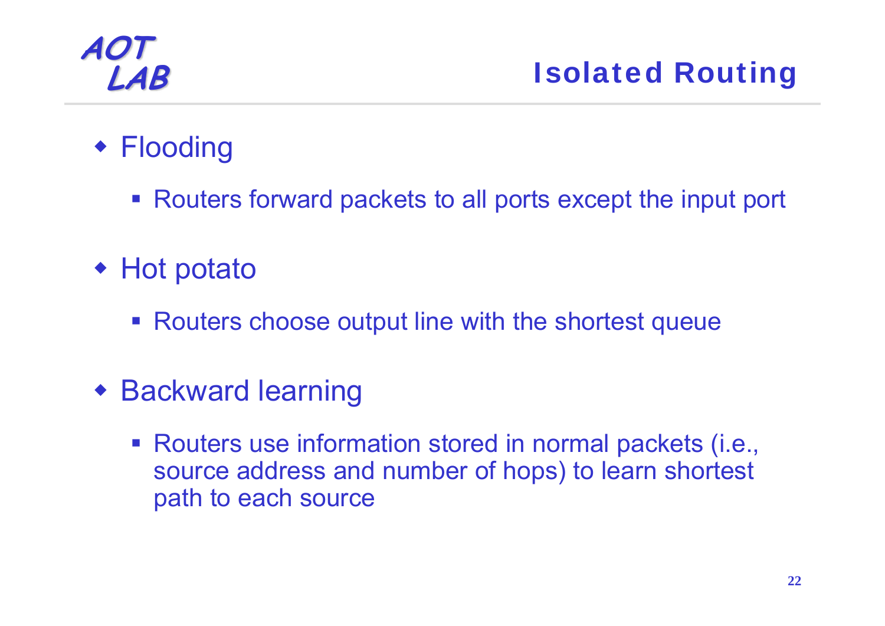# Isolated Routing

- Flooding
  - Routers forward packets to all ports except the input port
- Hot potato
  - Routers choose output line with the shortest queue
- Backward learning
  - Routers use information stored in normal packets (i.e., source address and number of hops) to learn shortest path to each source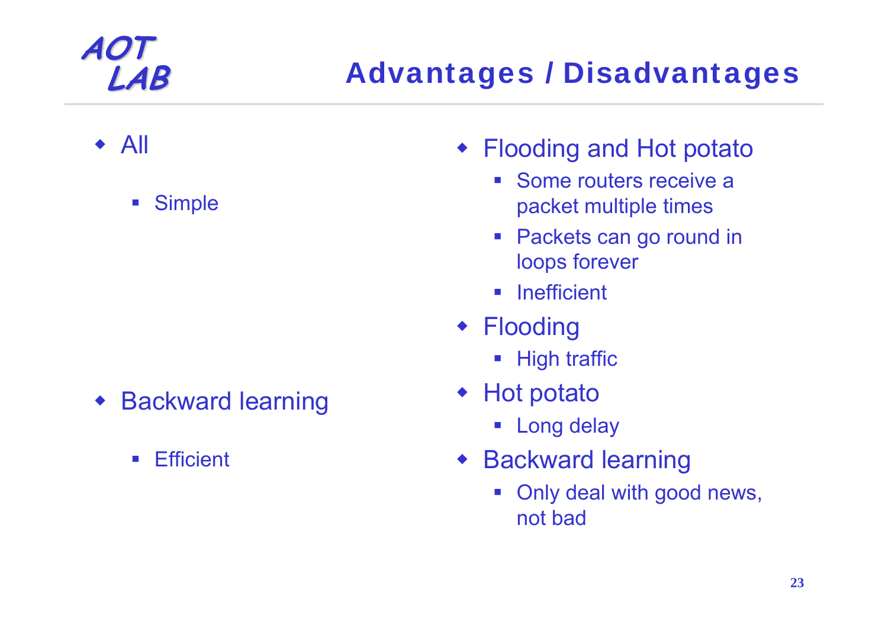# Advantages / Disadvantages

- All
  - Simple
- Backward learning
  - Efficient

- Flooding and Hot potato
  - Some routers receive a packet multiple times
  - Packets can go round in loops forever
  - Inefficient
- Flooding
  - High traffic
- Hot potato
  - Long delay
- Backward learning
  - Only deal with good news, not bad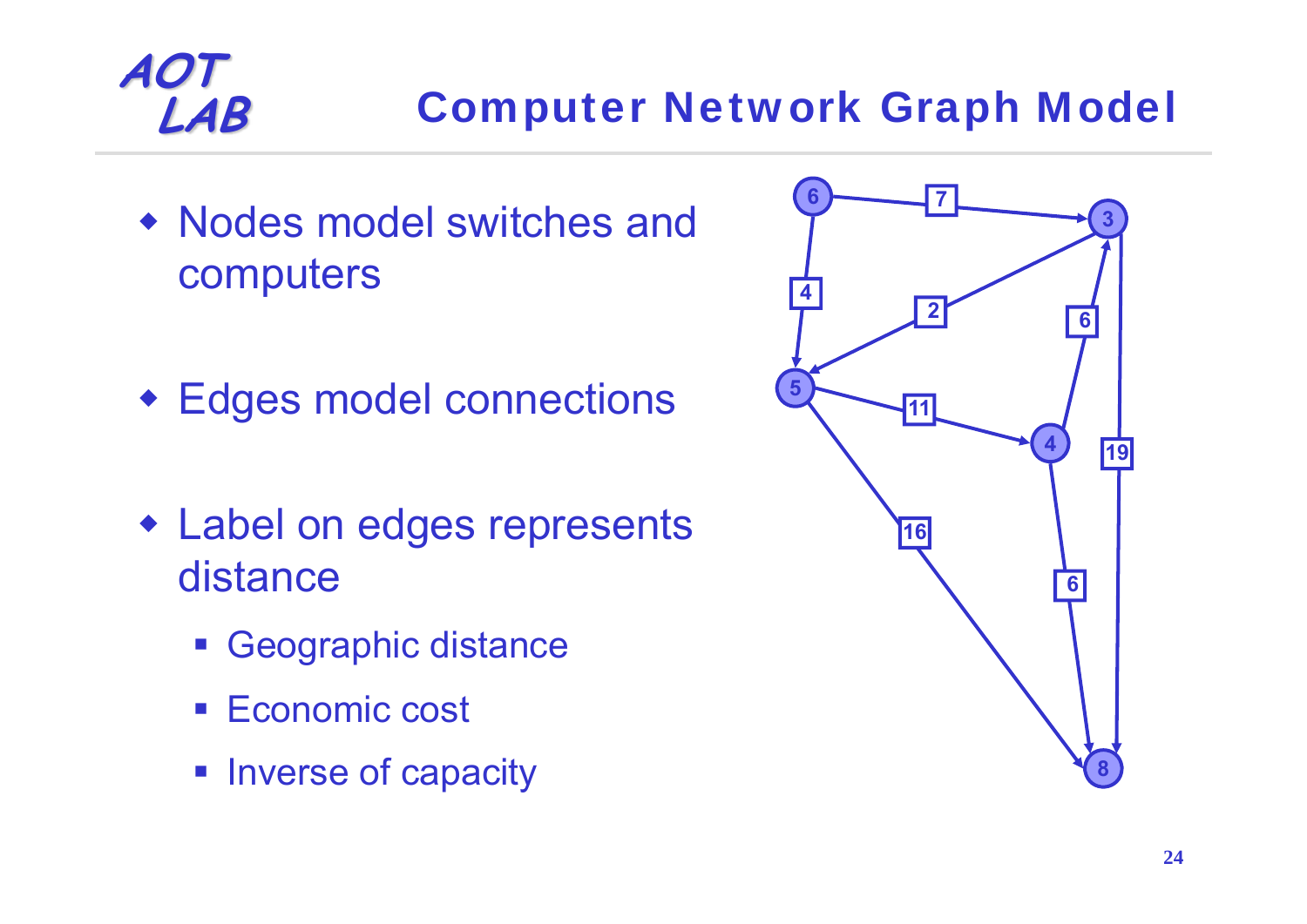## Computer Network Graph Model

- Nodes model switches and computers
- Edges model connections
- Label on edges represents distance
  - Geographic distance
  - Economic cost
  - Inverse of capacity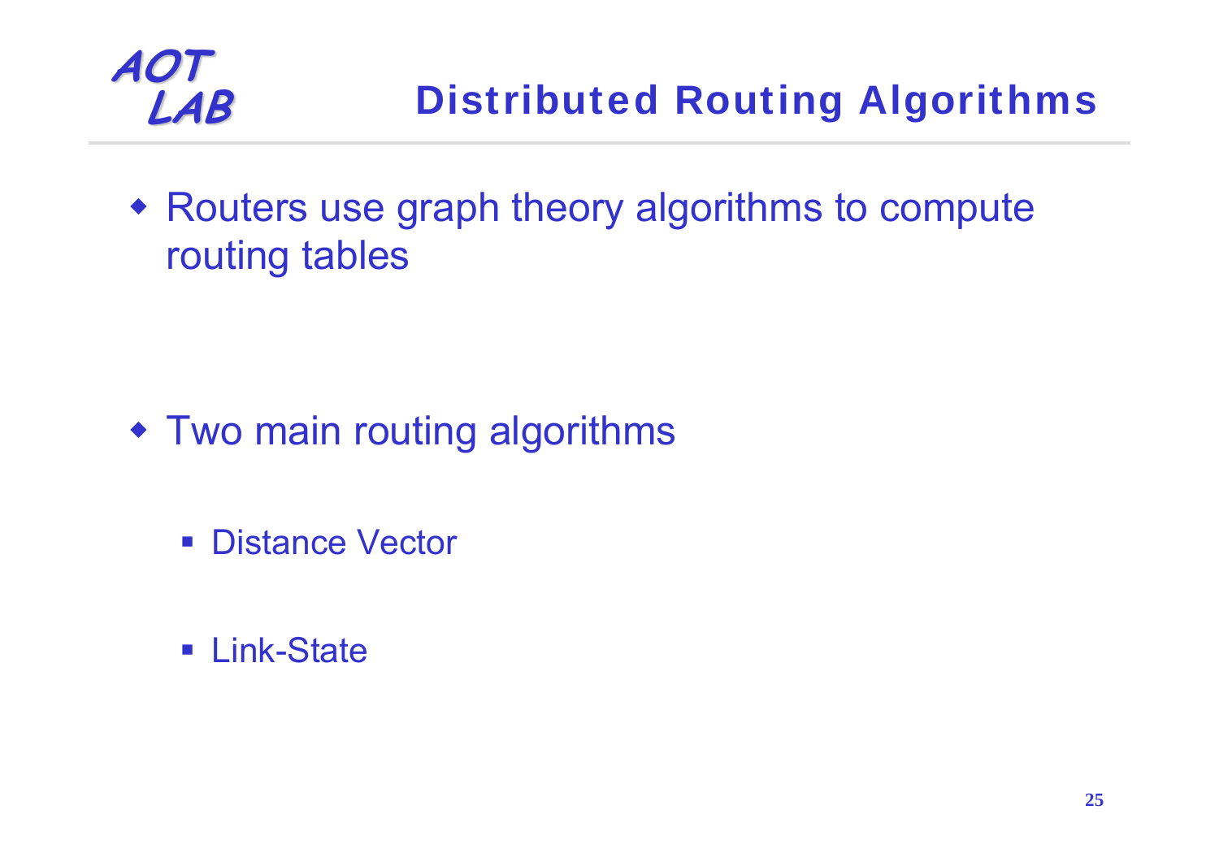# Distributed Routing Algorithms

- Routers use graph theory algorithms to compute routing tables

- Two main routing algorithms
  - Distance Vector
  - Link-State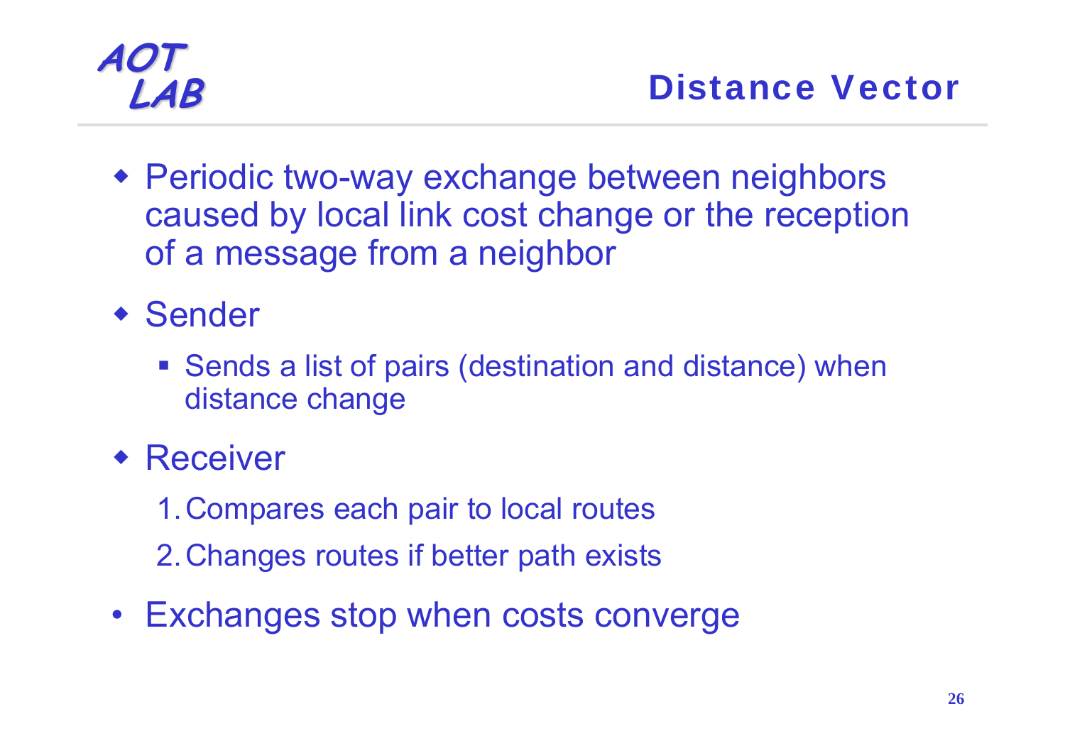# Distance Vector

- Periodic two-way exchange between neighbors caused by local link cost change or the reception of a message from a neighbor
- Sender
  - Sends a list of pairs (destination and distance) when distance change
- Receiver
  1. Compares each pair to local routes
  2. Changes routes if better path exists
- Exchanges stop when costs converge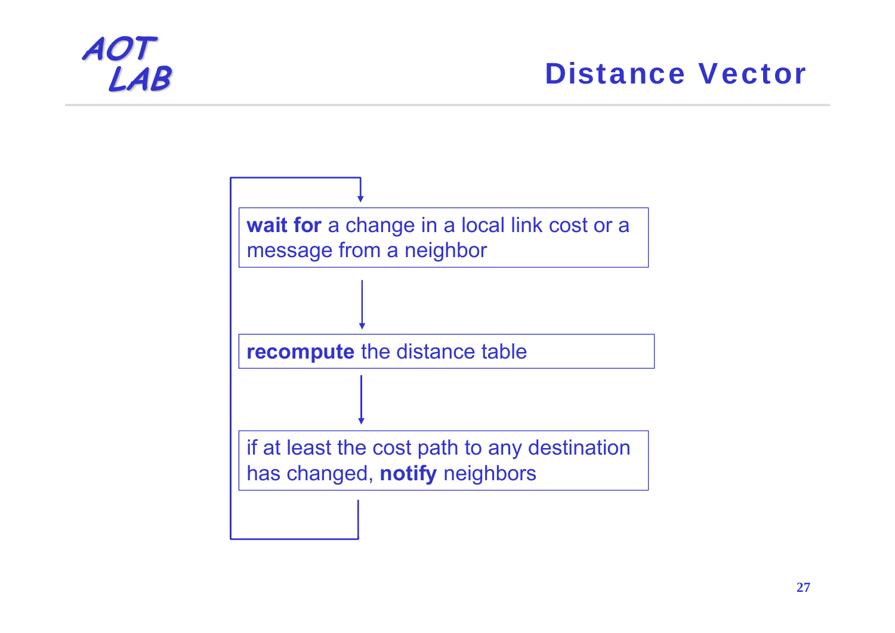# Distance Vector

**wait for** a change in a local link cost or a message from a neighbor

↓

**recompute** the distance table

↓

if at least the cost path to any destination has changed, **notify** neighbors

(loop back to start)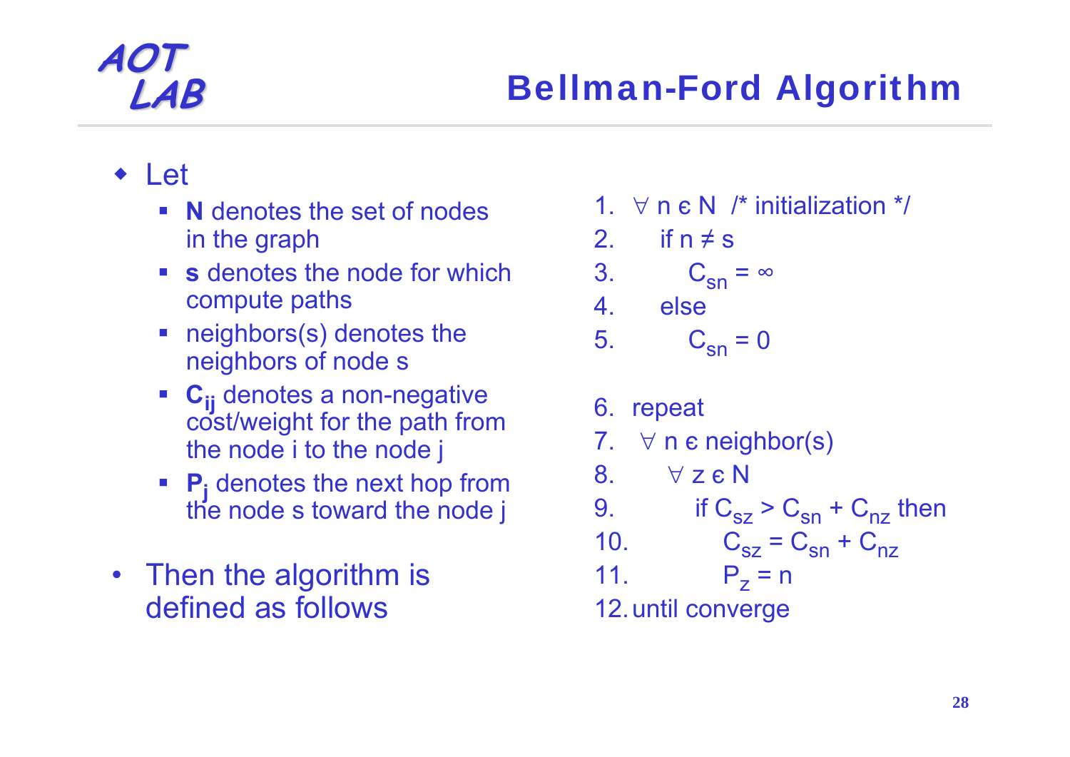# Bellman-Ford Algorithm

- Let
  - **N** denotes the set of nodes in the graph
  - **s** denotes the node for which compute paths
  - neighbors(s) denotes the neighbors of node s
  - $\mathbf{C_{ij}}$ denotes a non-negative cost/weight for the path from the node i to the node j
  - $\mathbf{P_j}$ denotes the next hop from the node s toward the node j
- Then the algorithm is defined as follows

```
1.  ∀ n є N  /* initialization */
2.     if n ≠ s
3.         C_sn = ∞
4.     else
5.         C_sn = 0

6.  repeat
7.    ∀ n є neighbor(s)
8.       ∀ z є N
9.          if C_sz > C_sn + C_nz then
10.            C_sz = C_sn + C_nz
11.            P_z = n
12. until converge
```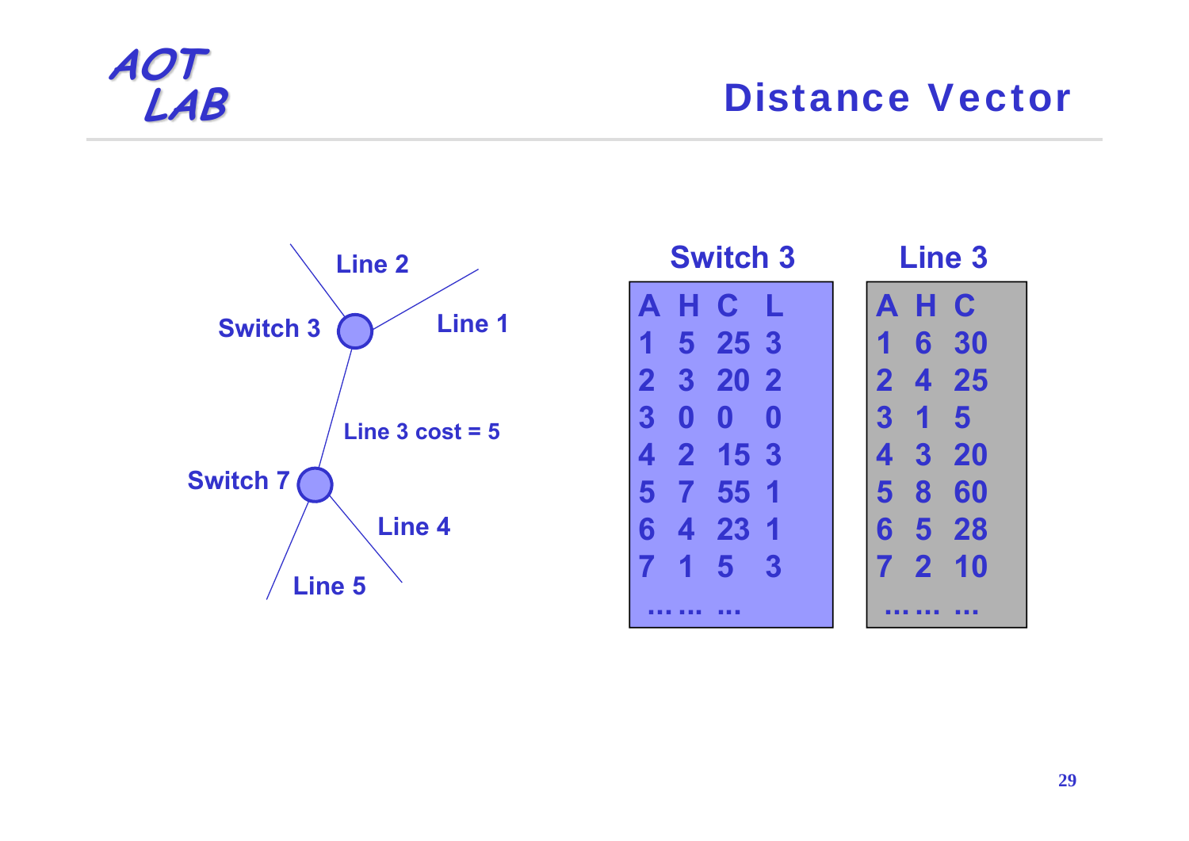## Distance Vector

Switch 3 — Line 2, Line 1, Line 3 cost = 5 — Switch 7 — Line 4, Line 5

**Switch 3**

| A | H | C | L |
|---|---|---|---|
| 1 | 5 | 25 | 3 |
| 2 | 3 | 20 | 2 |
| 3 | 0 | 0 | 0 |
| 4 | 2 | 15 | 3 |
| 5 | 7 | 55 | 1 |
| 6 | 4 | 23 | 1 |
| 7 | 1 | 5 | 3 |
| … | … | … | |

**Line 3**

| A | H | C |
|---|---|---|
| 1 | 6 | 30 |
| 2 | 4 | 25 |
| 3 | 1 | 5 |
| 4 | 3 | 20 |
| 5 | 8 | 60 |
| 6 | 5 | 28 |
| 7 | 2 | 10 |
| … | … | … |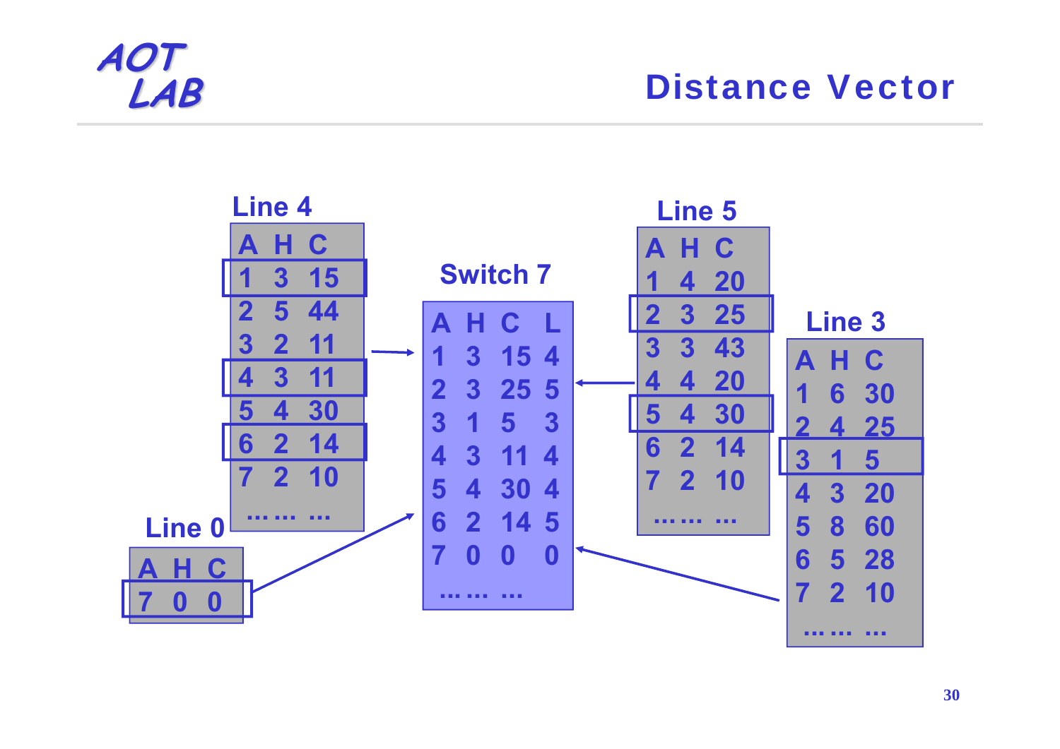# Distance Vector

**Line 4**

| A | H | C |
|---|---|---|
| 1 | 3 | 15 |
| 2 | 5 | 44 |
| 3 | 2 | 11 |
| 4 | 3 | 11 |
| 5 | 4 | 30 |
| 6 | 2 | 14 |
| 7 | 2 | 10 |
| … | … | … |

**Line 0**

| A | H | C |
|---|---|---|
| 7 | 0 | 0 |

**Switch 7**

| A | H | C | L |
|---|---|---|---|
| 1 | 3 | 15 | 4 |
| 2 | 3 | 25 | 5 |
| 3 | 1 | 5 | 3 |
| 4 | 3 | 11 | 4 |
| 5 | 4 | 30 | 4 |
| 6 | 2 | 14 | 5 |
| 7 | 0 | 0 | 0 |
| … | … | … | |

**Line 5**

| A | H | C |
|---|---|---|
| 1 | 4 | 20 |
| 2 | 3 | 25 |
| 3 | 3 | 43 |
| 4 | 4 | 20 |
| 5 | 4 | 30 |
| 6 | 2 | 14 |
| 7 | 2 | 10 |
| … | … | … |

**Line 3**

| A | H | C |
|---|---|---|
| 1 | 6 | 30 |
| 2 | 4 | 25 |
| 3 | 1 | 5 |
| 4 | 3 | 20 |
| 5 | 8 | 60 |
| 6 | 5 | 28 |
| 7 | 2 | 10 |
| … | … | … |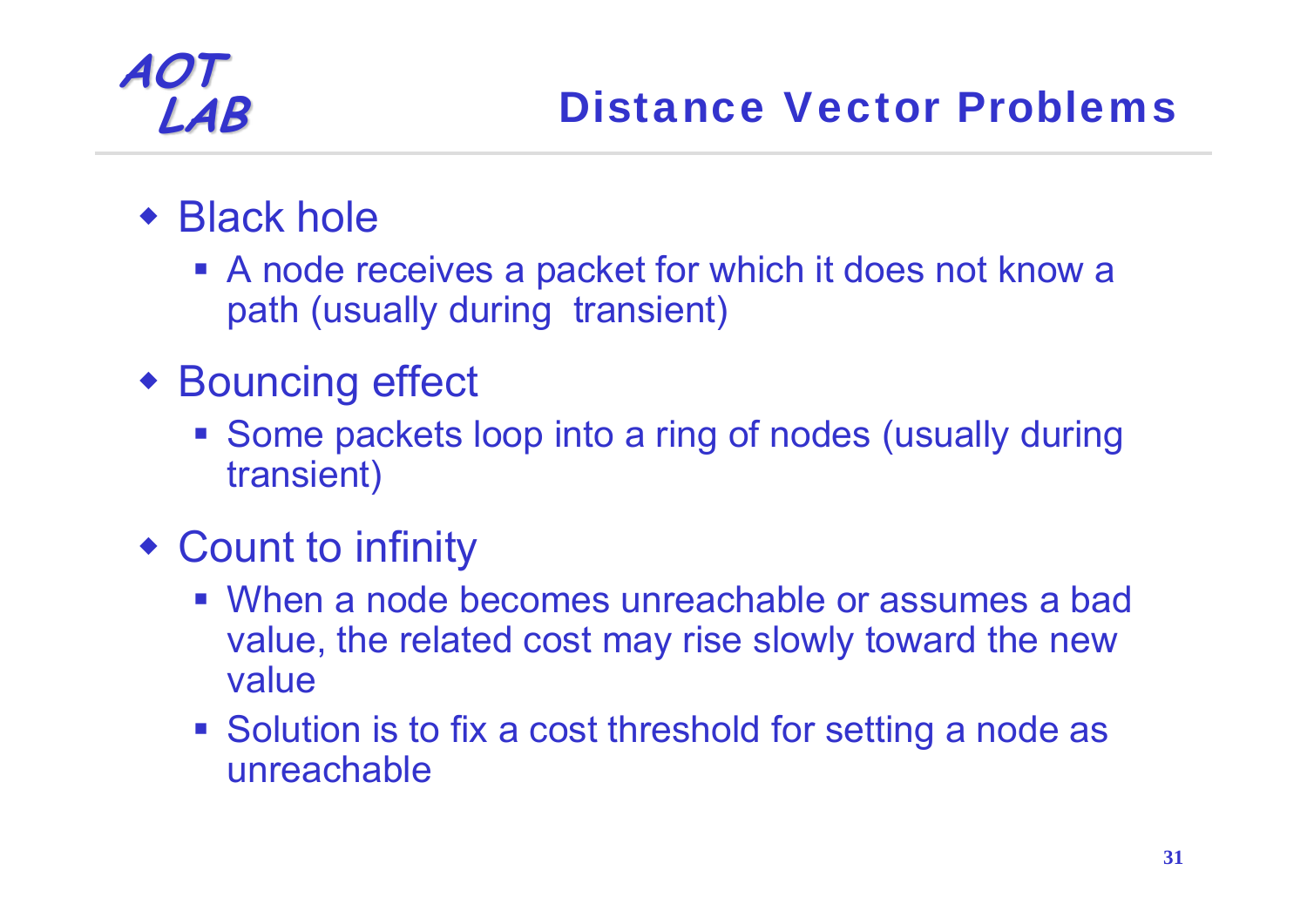## Distance Vector Problems

- Black hole
  - A node receives a packet for which it does not know a path (usually during transient)
- Bouncing effect
  - Some packets loop into a ring of nodes (usually during transient)
- Count to infinity
  - When a node becomes unreachable or assumes a bad value, the related cost may rise slowly toward the new value
  - Solution is to fix a cost threshold for setting a node as unreachable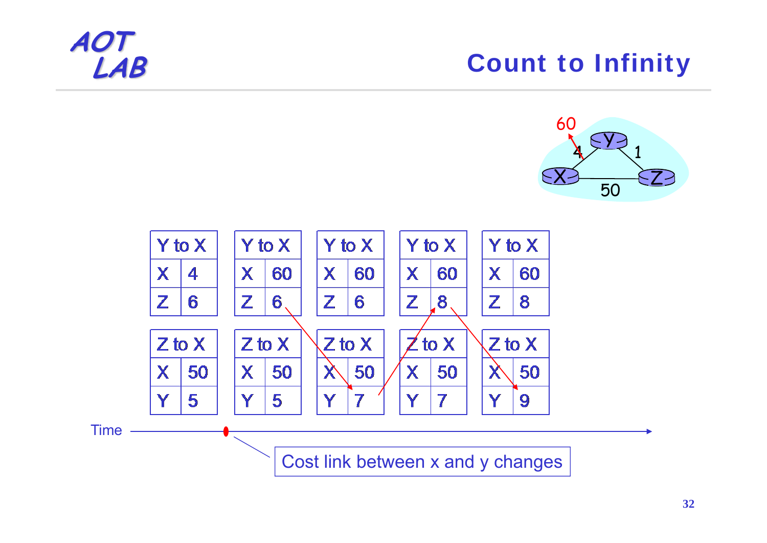# Count to Infinity

Network: X–Y link cost 4 → 60, Y–Z link cost 1, X–Z link cost 50.

| Y to X | | | Y to X | | | Y to X | | | Y to X | | | Y to X | |
|---|---|---|---|---|---|---|---|---|---|---|---|---|---|
| X | 4 | | X | 60 | | X | 60 | | X | 60 | | X | 60 |
| Z | 6 | | Z | 6 | | Z | 6 | | Z | 8 | | Z | 8 |

| Z to X | | | Z to X | | | Z to X | | | Z to X | | | Z to X | |
|---|---|---|---|---|---|---|---|---|---|---|---|---|---|
| X | 50 | | X | 50 | | X | 50 | | X | 50 | | X | 50 |
| Y | 5 | | Y | 5 | | Y | 7 | | Y | 7 | | Y | 9 |

Time →

Cost link between x and y changes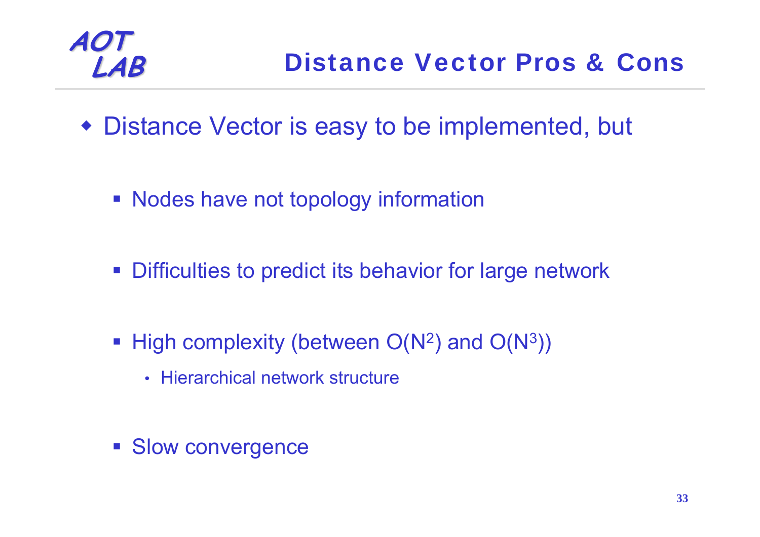# Distance Vector Pros & Cons

- Distance Vector is easy to be implemented, but
  - Nodes have not topology information
  - Difficulties to predict its behavior for large network
  - High complexity (between $O(N^2)$ and $O(N^3)$)
    - Hierarchical network structure
  - Slow convergence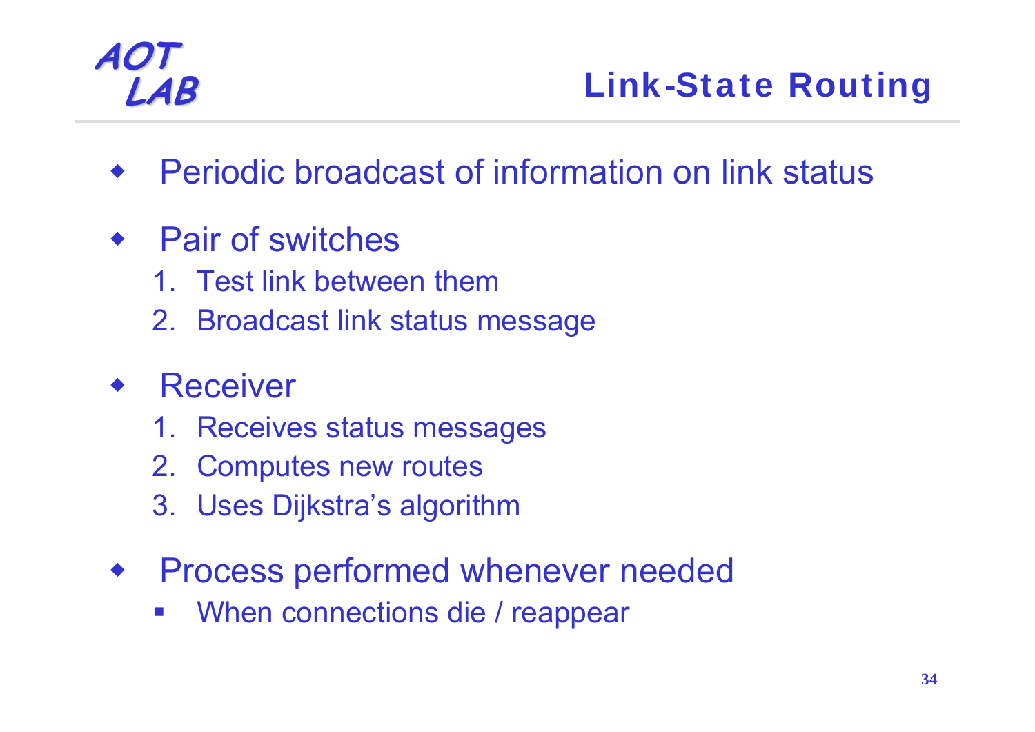# Link-State Routing

- Periodic broadcast of information on link status
- Pair of switches
  1. Test link between them
  2. Broadcast link status message
- Receiver
  1. Receives status messages
  2. Computes new routes
  3. Uses Dijkstra's algorithm
- Process performed whenever needed
  - When connections die / reappear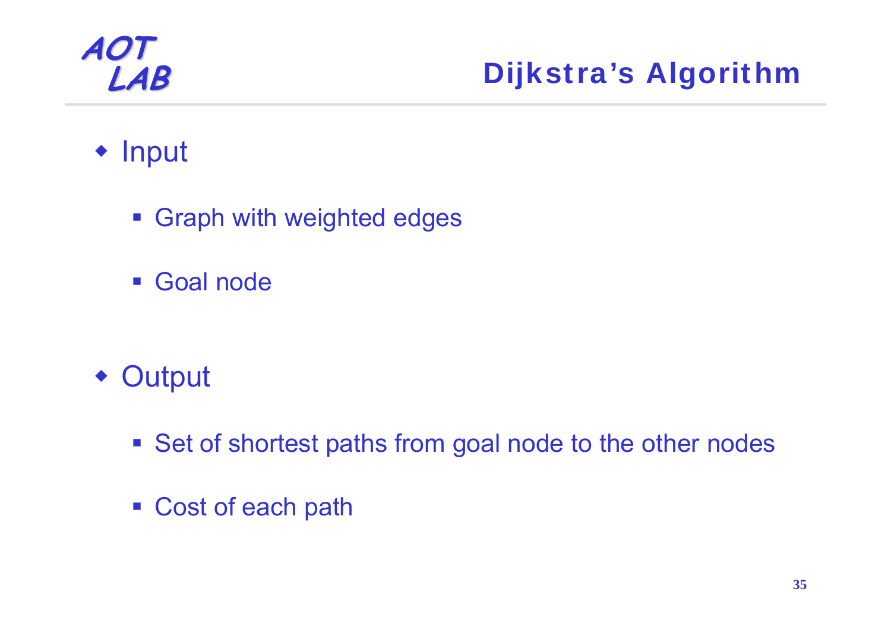# Dijkstra's Algorithm

- Input
  - Graph with weighted edges
  - Goal node
- Output
  - Set of shortest paths from goal node to the other nodes
  - Cost of each path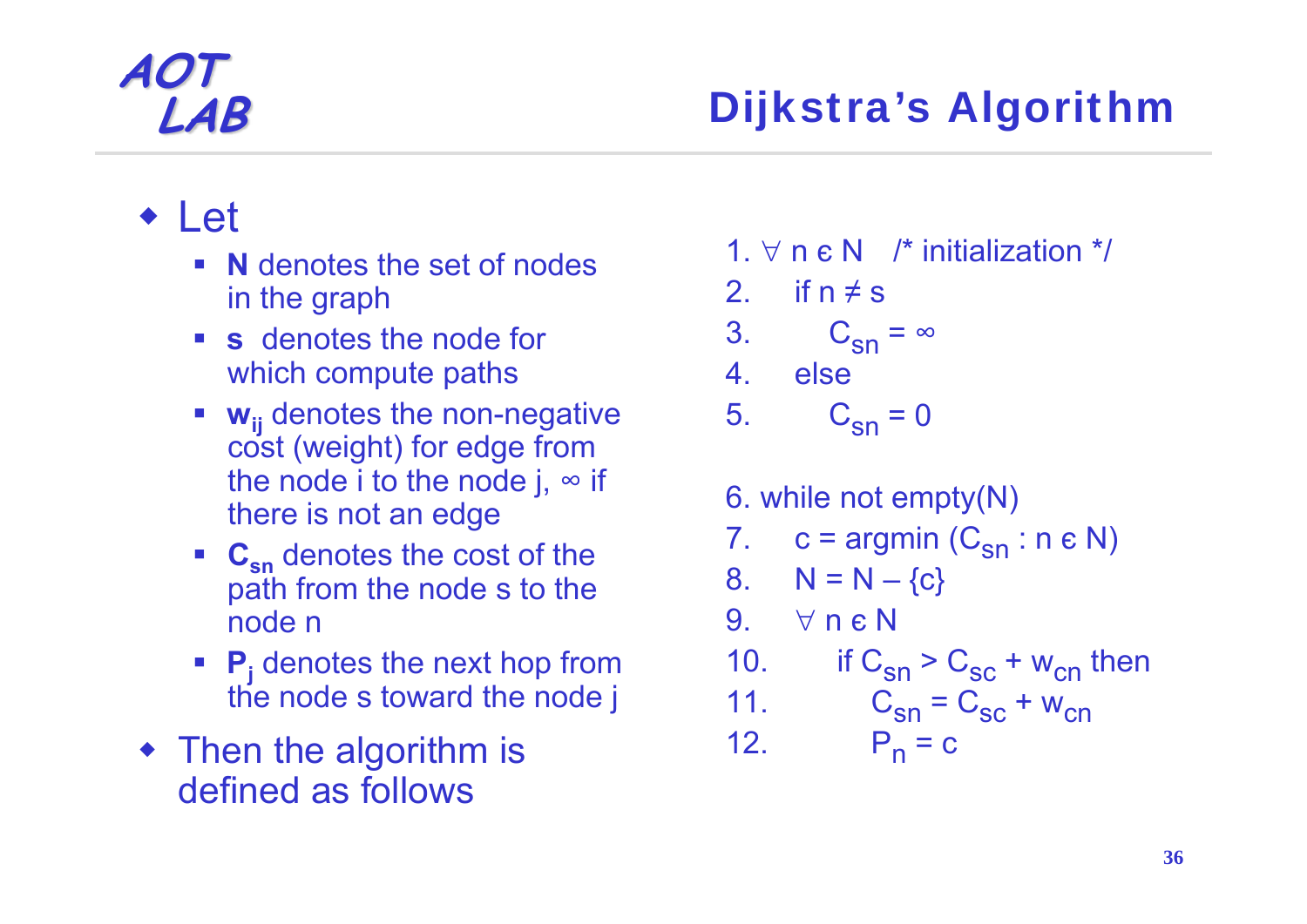# Dijkstra's Algorithm

- Let
  - **N** denotes the set of nodes in the graph
  - **s** denotes the node for which compute paths
  - $\mathbf{w_{ij}}$ denotes the non-negative cost (weight) for edge from the node i to the node j, $\infty$ if there is not an edge
  - $\mathbf{C_{sn}}$ denotes the cost of the path from the node s to the node n
  - $\mathbf{P_j}$ denotes the next hop from the node s toward the node j
- Then the algorithm is defined as follows

1. $\forall$ n є N /* initialization */
2. if n $\neq$ s
3. $C_{sn} = \infty$
4. else
5. $C_{sn} = 0$
6. while not empty(N)
7. c = argmin ($C_{sn}$ : n є N)
8. N = N – {c}
9. $\forall$ n є N
10. if $C_{sn} > C_{sc} + w_{cn}$ then
11. $C_{sn} = C_{sc} + w_{cn}$
12. $P_n = c$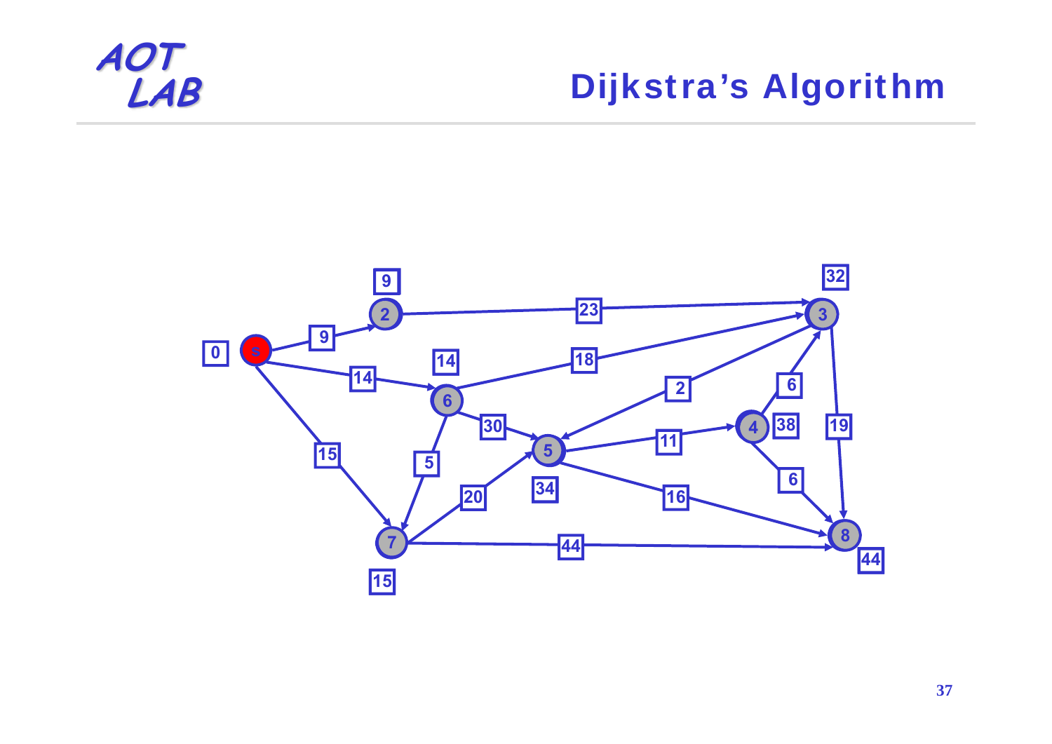# Dijkstra's Algorithm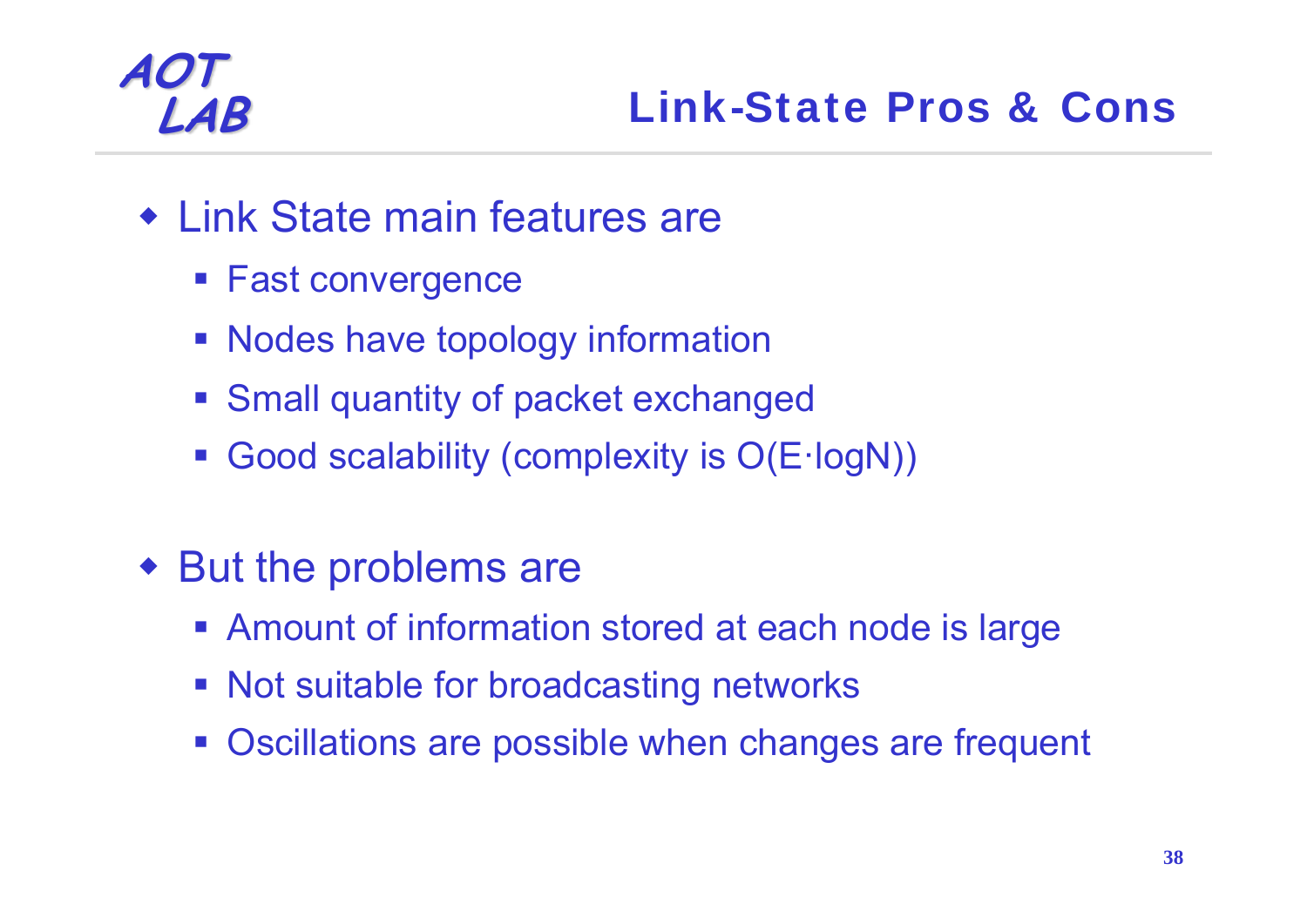# Link-State Pros & Cons

- Link State main features are
  - Fast convergence
  - Nodes have topology information
  - Small quantity of packet exchanged
  - Good scalability (complexity is $O(E \cdot \log N)$)

- But the problems are
  - Amount of information stored at each node is large
  - Not suitable for broadcasting networks
  - Oscillations are possible when changes are frequent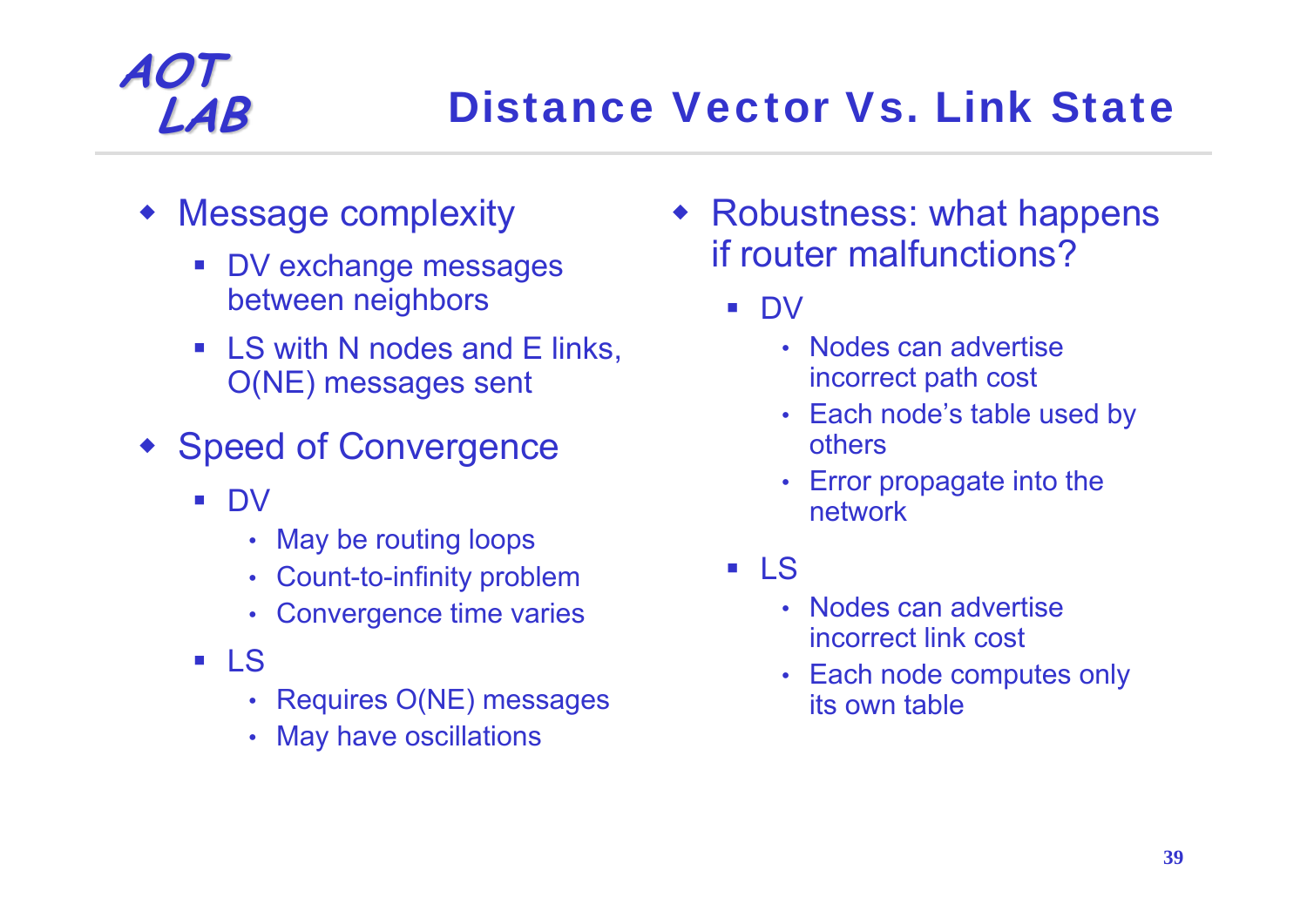# Distance Vector Vs. Link State

- Message complexity
  - DV exchange messages between neighbors
  - LS with N nodes and E links, O(NE) messages sent
- Speed of Convergence
  - DV
    - May be routing loops
    - Count-to-infinity problem
    - Convergence time varies
  - LS
    - Requires O(NE) messages
    - May have oscillations
- Robustness: what happens if router malfunctions?
  - DV
    - Nodes can advertise incorrect path cost
    - Each node's table used by others
    - Error propagate into the network
  - LS
    - Nodes can advertise incorrect link cost
    - Each node computes only its own table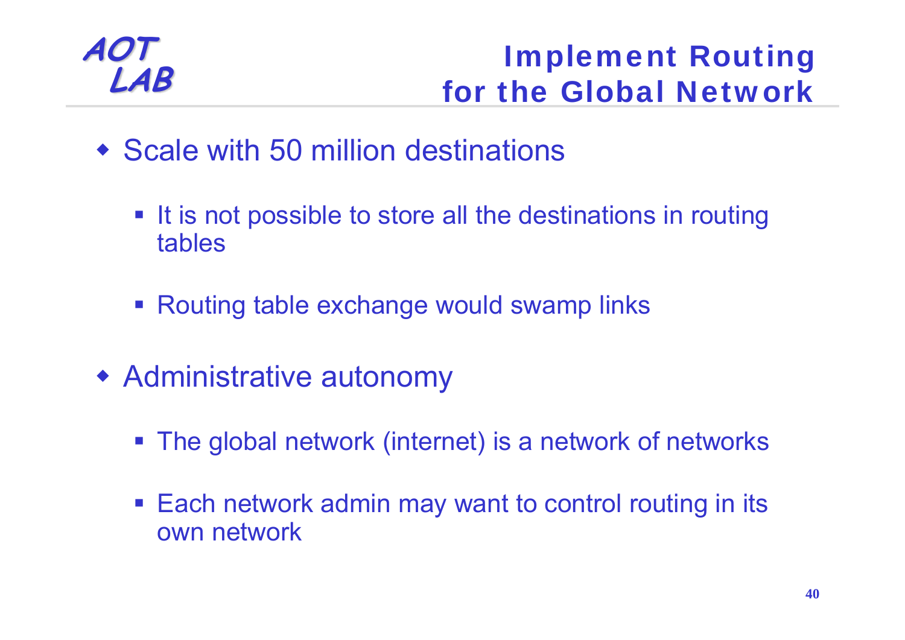# Implement Routing for the Global Network

- Scale with 50 million destinations
  - It is not possible to store all the destinations in routing tables
  - Routing table exchange would swamp links
- Administrative autonomy
  - The global network (internet) is a network of networks
  - Each network admin may want to control routing in its own network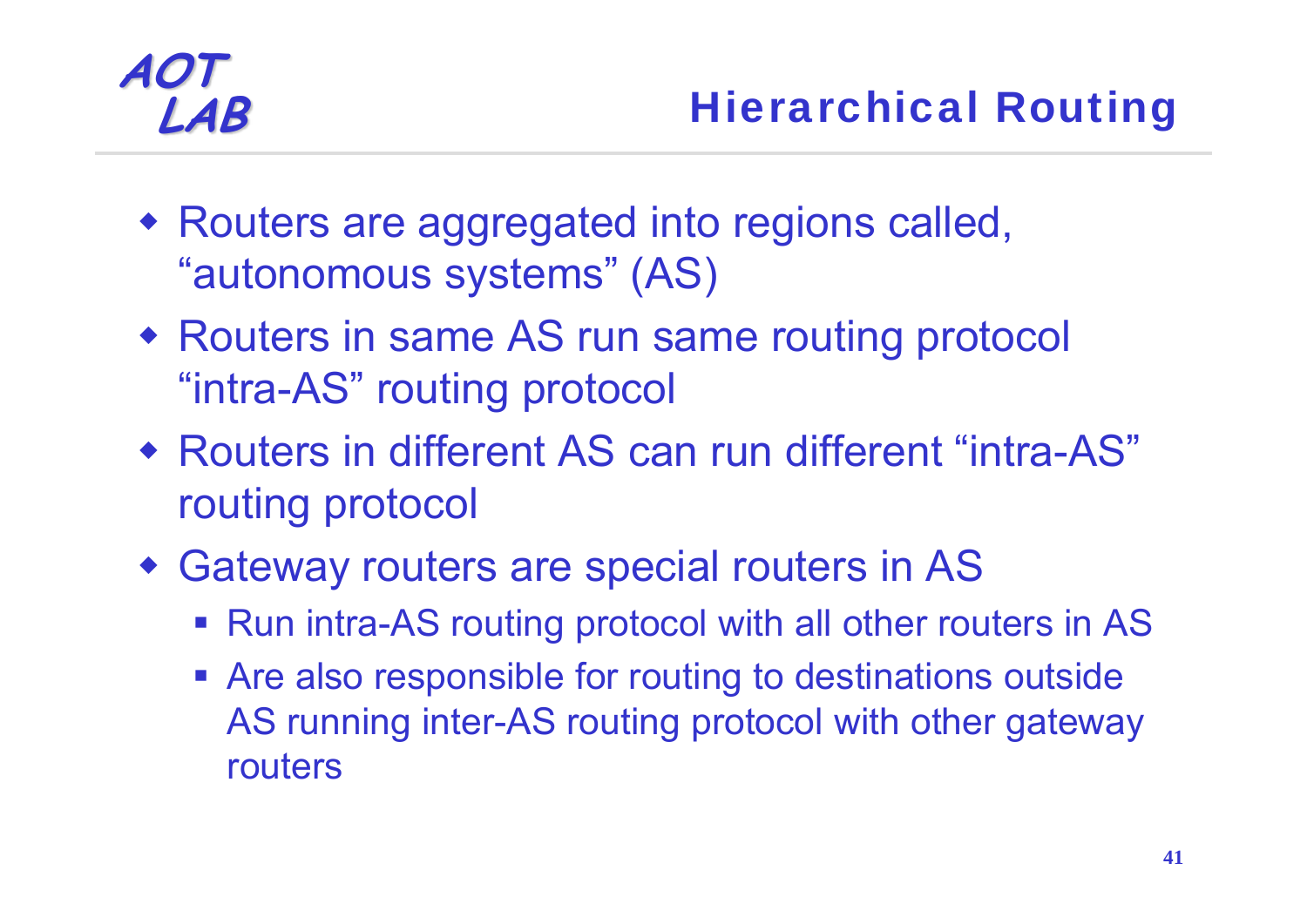# Hierarchical Routing

- Routers are aggregated into regions called, "autonomous systems" (AS)
- Routers in same AS run same routing protocol "intra-AS" routing protocol
- Routers in different AS can run different "intra-AS" routing protocol
- Gateway routers are special routers in AS
  - Run intra-AS routing protocol with all other routers in AS
  - Are also responsible for routing to destinations outside AS running inter-AS routing protocol with other gateway routers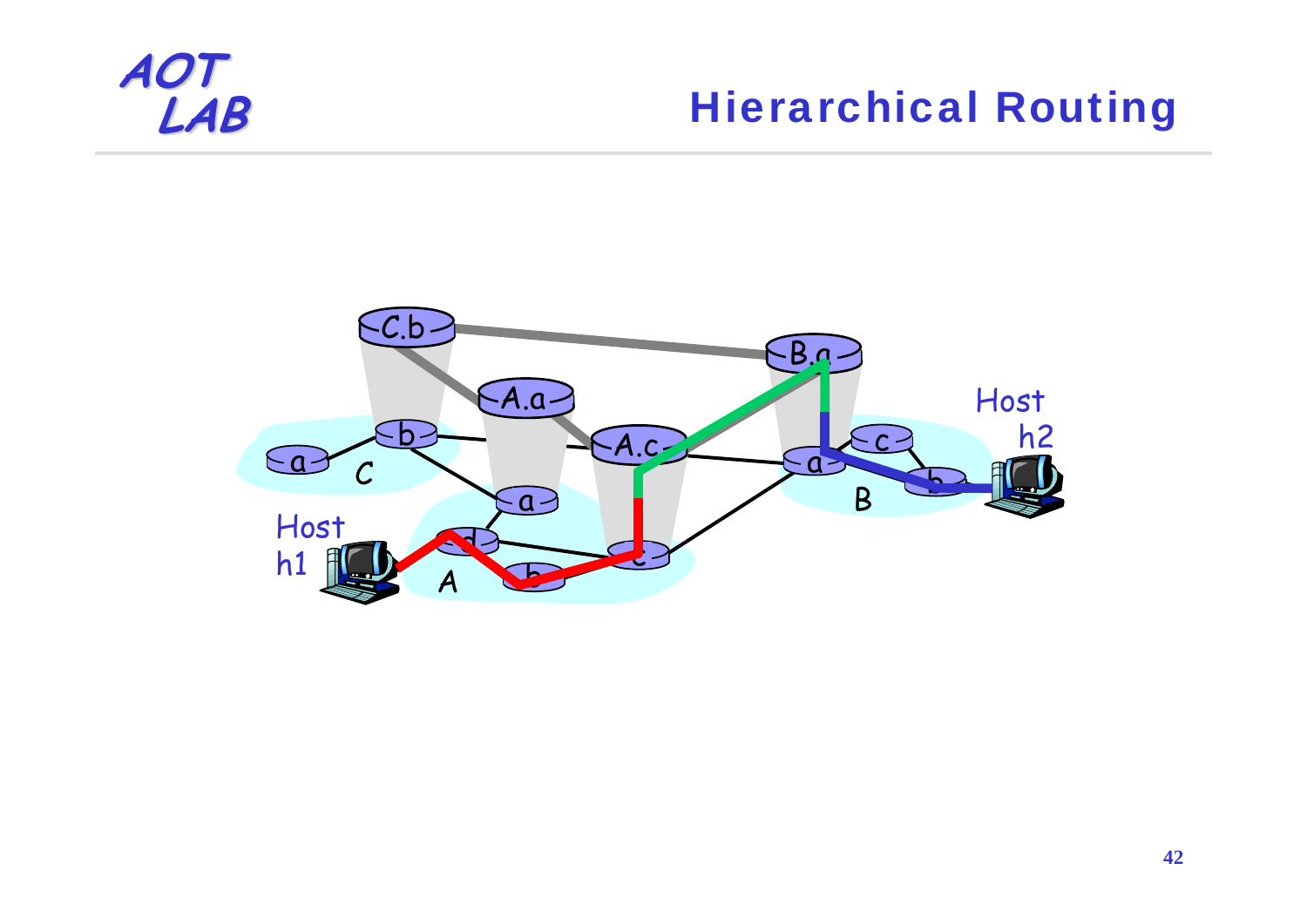# Hierarchical Routing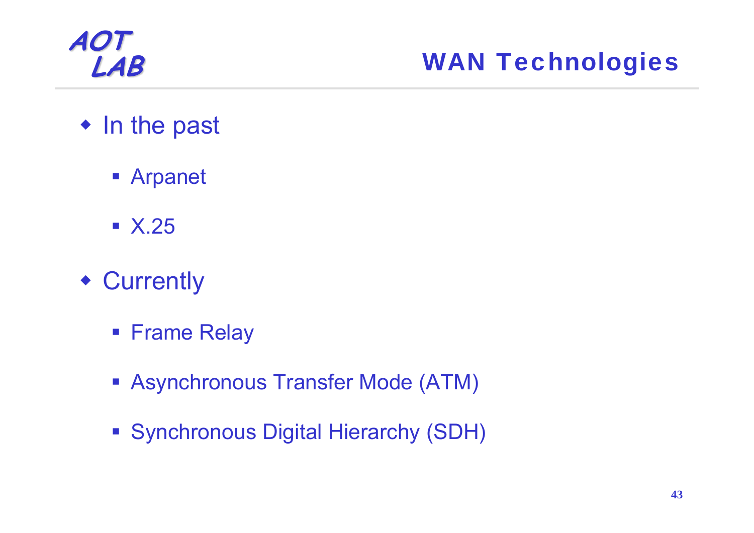# WAN Technologies

- In the past
  - Arpanet
  - X.25
- Currently
  - Frame Relay
  - Asynchronous Transfer Mode (ATM)
  - Synchronous Digital Hierarchy (SDH)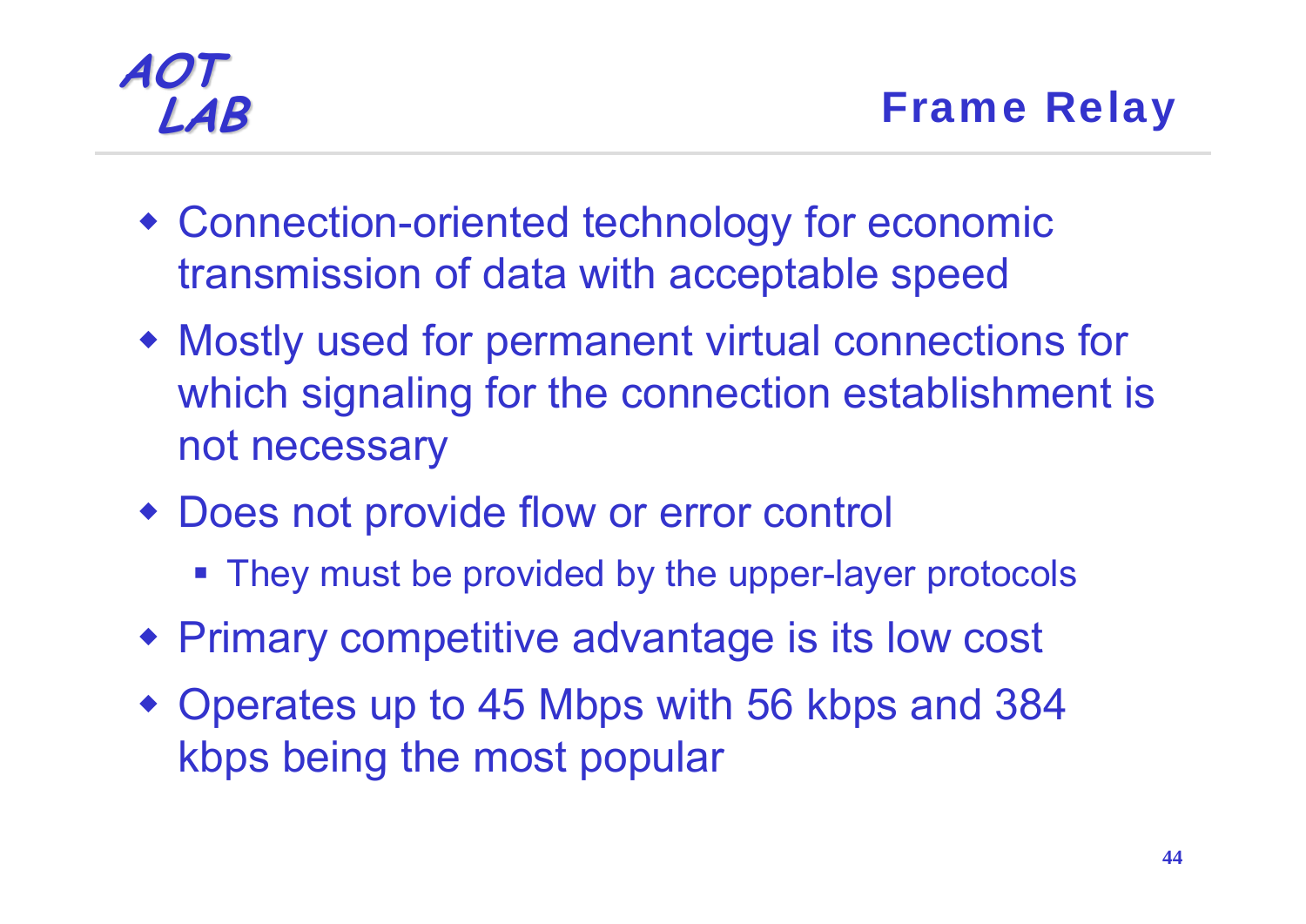# Frame Relay

- Connection-oriented technology for economic transmission of data with acceptable speed
- Mostly used for permanent virtual connections for which signaling for the connection establishment is not necessary
- Does not provide flow or error control
  - They must be provided by the upper-layer protocols
- Primary competitive advantage is its low cost
- Operates up to 45 Mbps with 56 kbps and 384 kbps being the most popular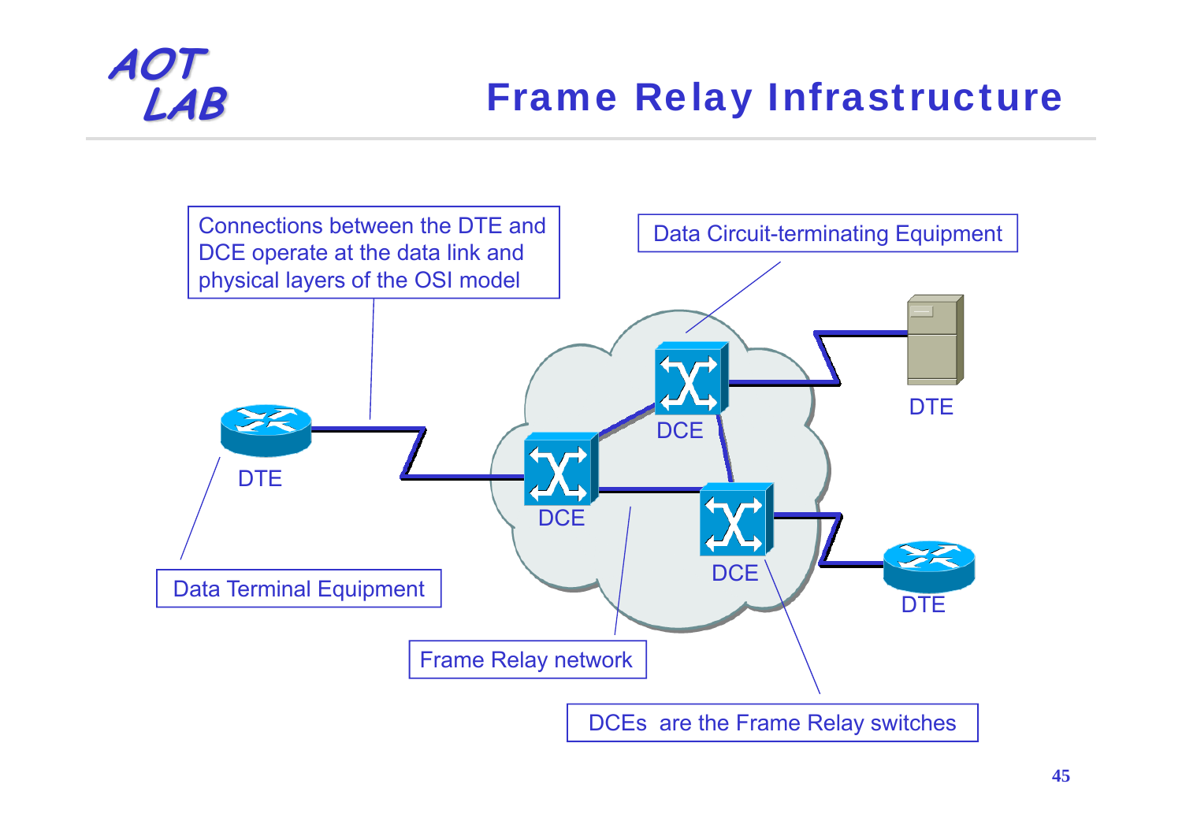# Frame Relay Infrastructure

Connections between the DTE and DCE operate at the data link and physical layers of the OSI model

Data Circuit-terminating Equipment

DTE

DCE

DTE

DCE

DCE

DTE

Data Terminal Equipment

Frame Relay network

DCEs are the Frame Relay switches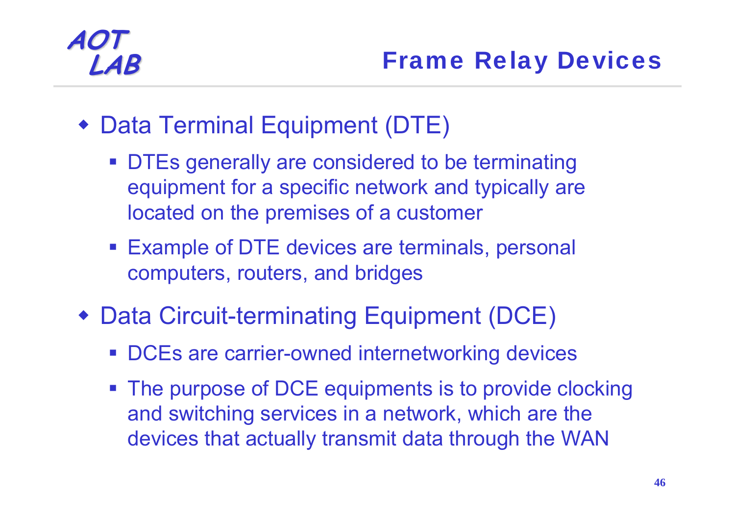# Frame Relay Devices

- Data Terminal Equipment (DTE)
  - DTEs generally are considered to be terminating equipment for a specific network and typically are located on the premises of a customer
  - Example of DTE devices are terminals, personal computers, routers, and bridges
- Data Circuit-terminating Equipment (DCE)
  - DCEs are carrier-owned internetworking devices
  - The purpose of DCE equipments is to provide clocking and switching services in a network, which are the devices that actually transmit data through the WAN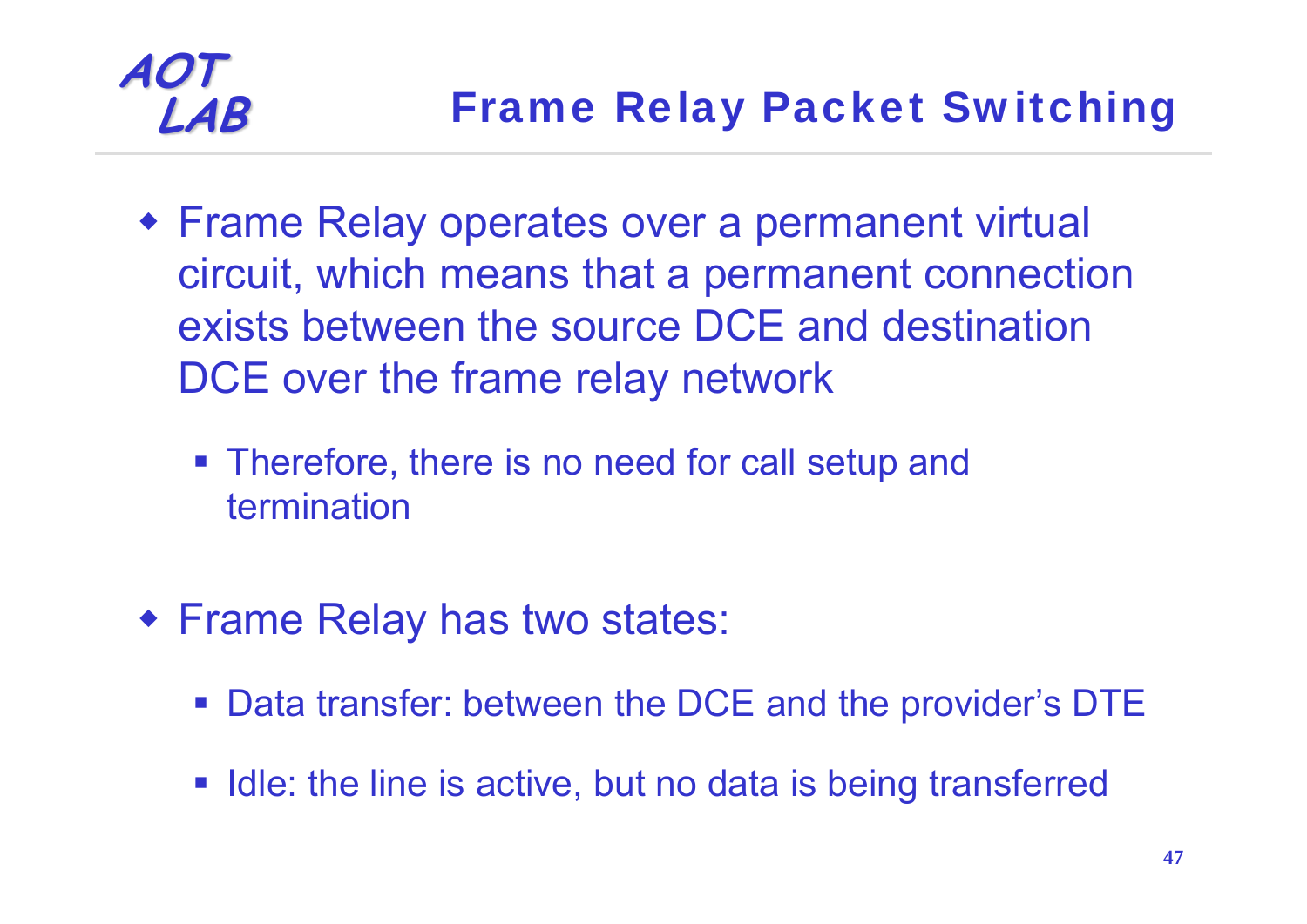# Frame Relay Packet Switching

- Frame Relay operates over a permanent virtual circuit, which means that a permanent connection exists between the source DCE and destination DCE over the frame relay network
  - Therefore, there is no need for call setup and termination
- Frame Relay has two states:
  - Data transfer: between the DCE and the provider's DTE
  - Idle: the line is active, but no data is being transferred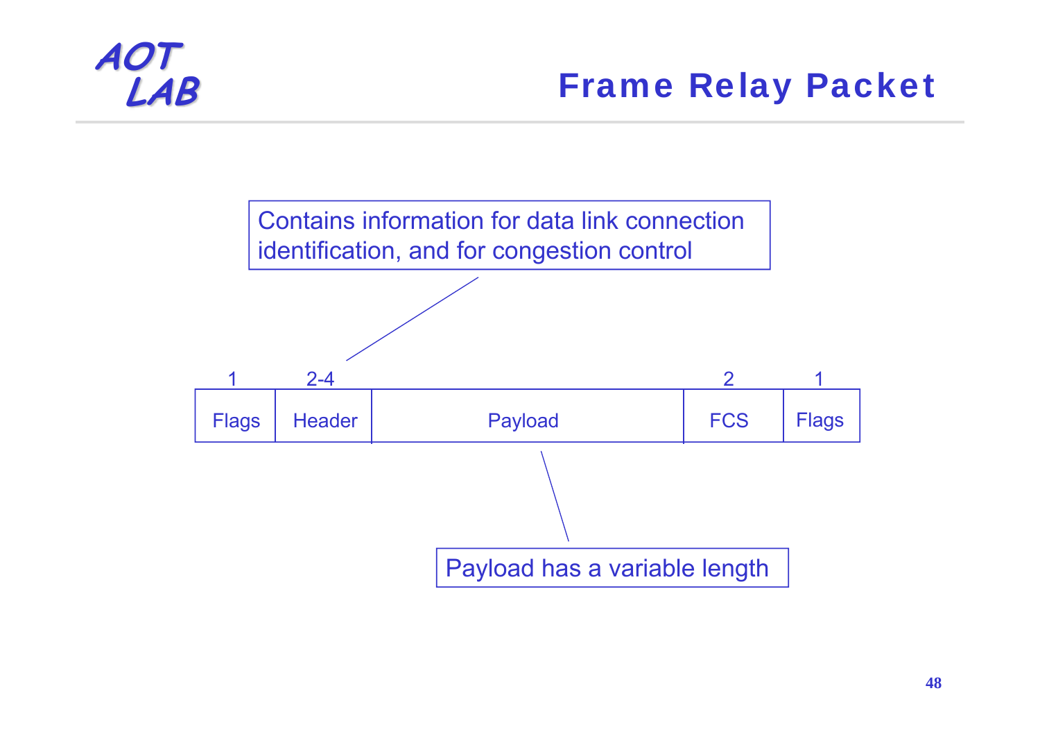# Frame Relay Packet

Contains information for data link connection identification, and for congestion control

| 1 | 2-4 | | 2 | 1 |
|---|---|---|---|---|
| Flags | Header | Payload | FCS | Flags |

Payload has a variable length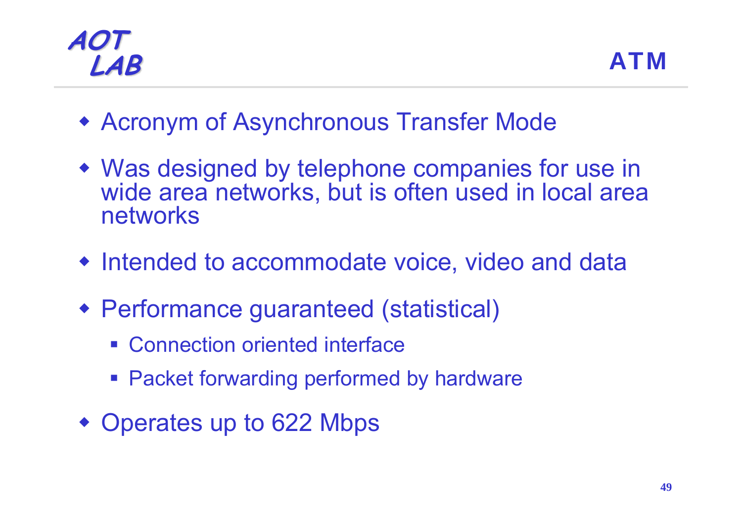# ATM

- Acronym of Asynchronous Transfer Mode
- Was designed by telephone companies for use in wide area networks, but is often used in local area networks
- Intended to accommodate voice, video and data
- Performance guaranteed (statistical)
  - Connection oriented interface
  - Packet forwarding performed by hardware
- Operates up to 622 Mbps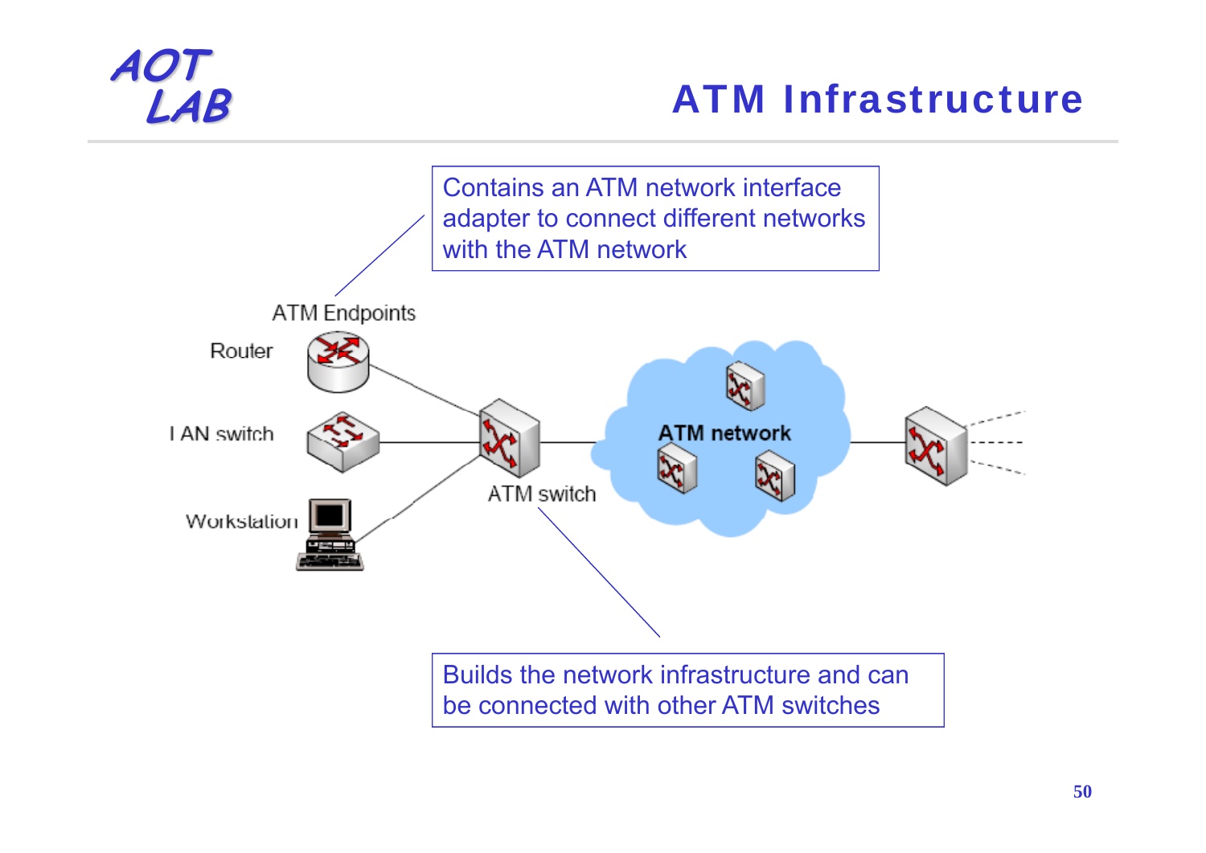# ATM Infrastructure

Contains an ATM network interface adapter to connect different networks with the ATM network

ATM Endpoints

Router

LAN switch

Workstation

ATM switch

ATM network

Builds the network infrastructure and can be connected with other ATM switches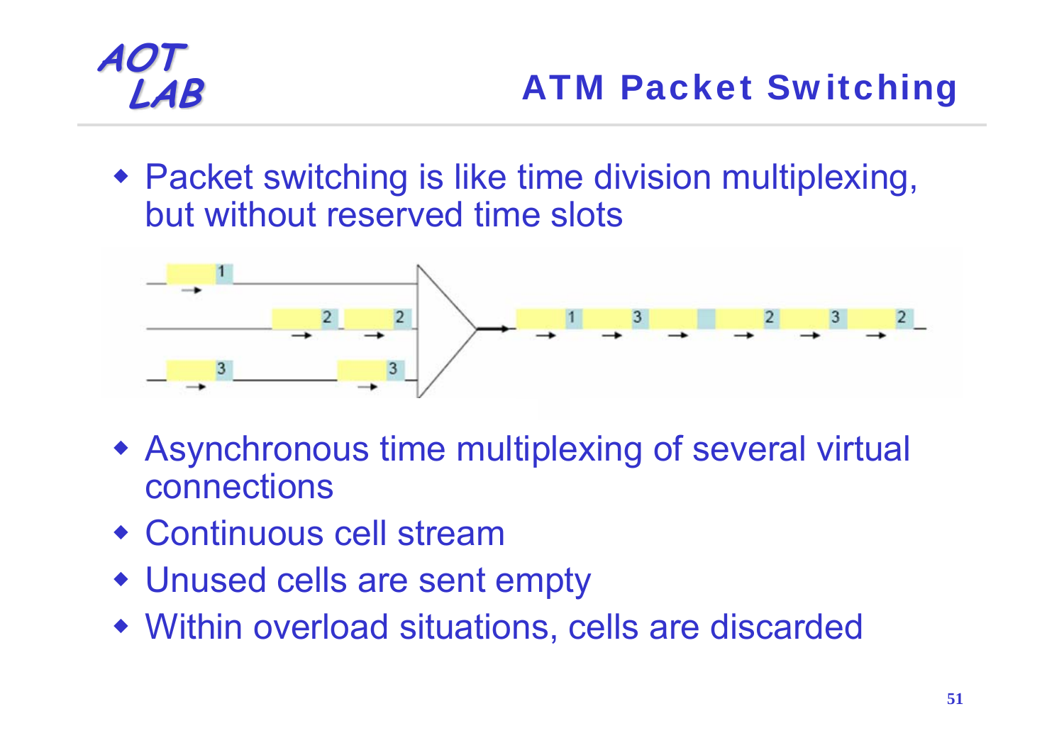# ATM Packet Switching

- Packet switching is like time division multiplexing, but without reserved time slots
- Asynchronous time multiplexing of several virtual connections
- Continuous cell stream
- Unused cells are sent empty
- Within overload situations, cells are discarded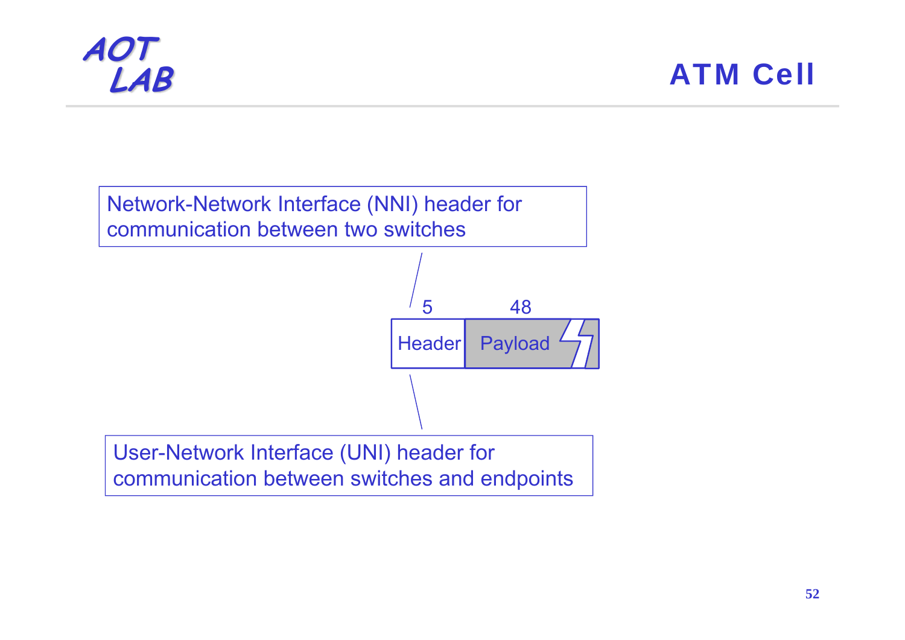# ATM Cell

Network-Network Interface (NNI) header for communication between two switches

| 5 | 48 |
|---|---|
| Header | Payload |

User-Network Interface (UNI) header for communication between switches and endpoints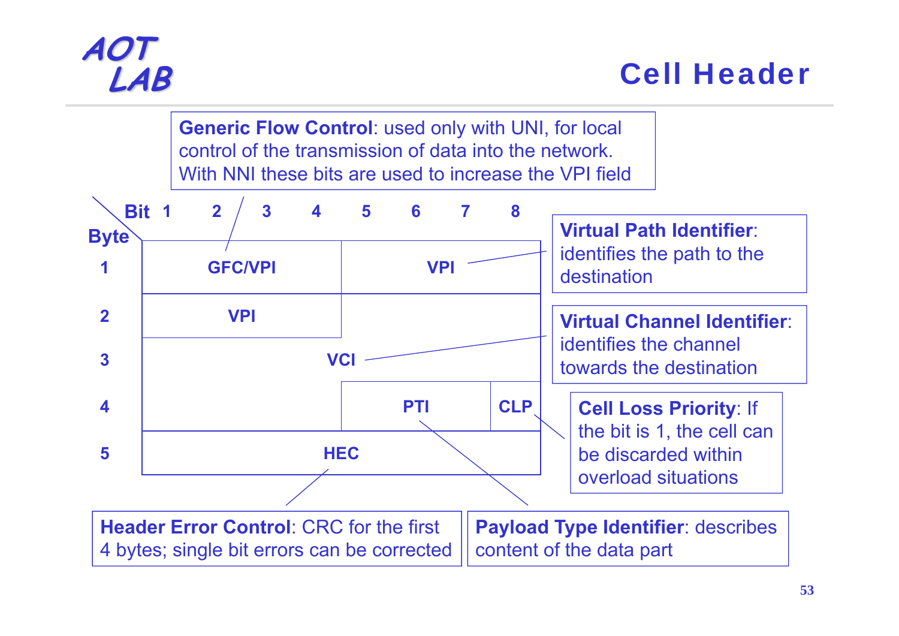# Cell Header

**Generic Flow Control**: used only with UNI, for local control of the transmission of data into the network. With NNI these bits are used to increase the VPI field

| Byte \ Bit | 1 | 2 | 3 | 4 | 5 | 6 | 7 | 8 |
|---|---|---|---|---|---|---|---|---|
| 1 | GFC/VPI | | | | VPI | | | |
| 2 | VPI | | | | VCI | | | |
| 3 | VCI | | | | | | | |
| 4 | VCI | | | | PTI | | | CLP |
| 5 | HEC | | | | | | | |

**Virtual Path Identifier**: identifies the path to the destination

**Virtual Channel Identifier**: identifies the channel towards the destination

**Cell Loss Priority**: If the bit is 1, the cell can be discarded within overload situations

**Header Error Control**: CRC for the first 4 bytes; single bit errors can be corrected

**Payload Type Identifier**: describes content of the data part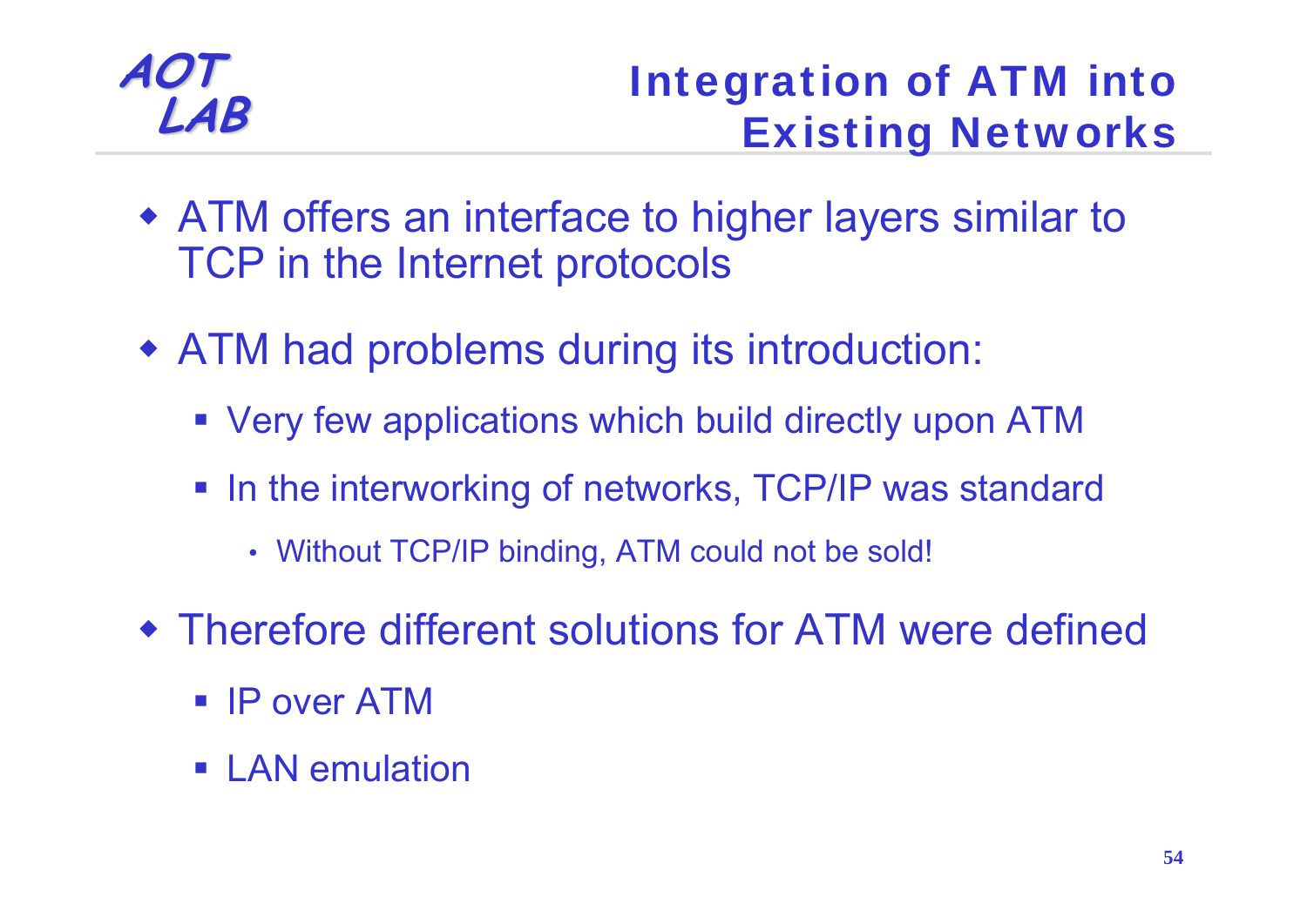# Integration of ATM into Existing Networks

- ATM offers an interface to higher layers similar to TCP in the Internet protocols
- ATM had problems during its introduction:
  - Very few applications which build directly upon ATM
  - In the interworking of networks, TCP/IP was standard
    - Without TCP/IP binding, ATM could not be sold!
- Therefore different solutions for ATM were defined
  - IP over ATM
  - LAN emulation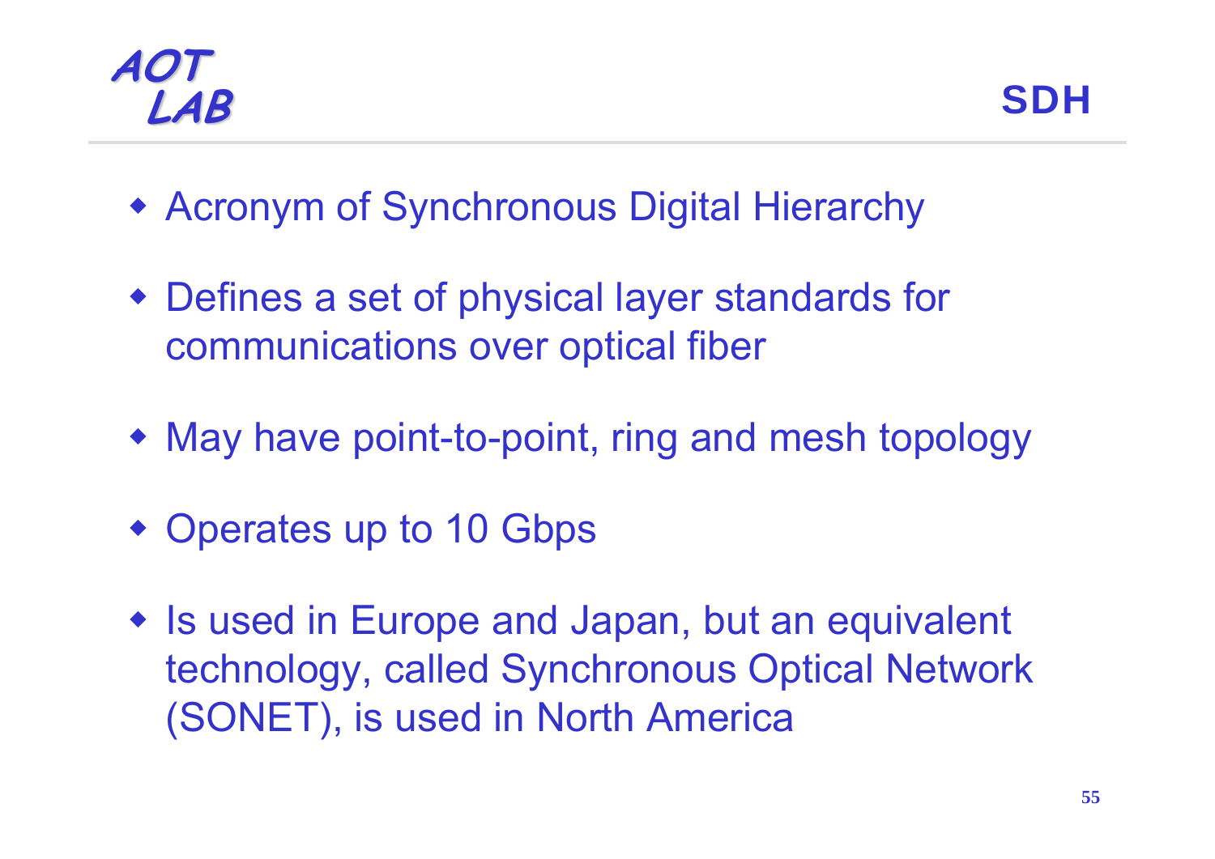# SDH

- Acronym of Synchronous Digital Hierarchy
- Defines a set of physical layer standards for communications over optical fiber
- May have point-to-point, ring and mesh topology
- Operates up to 10 Gbps
- Is used in Europe and Japan, but an equivalent technology, called Synchronous Optical Network (SONET), is used in North America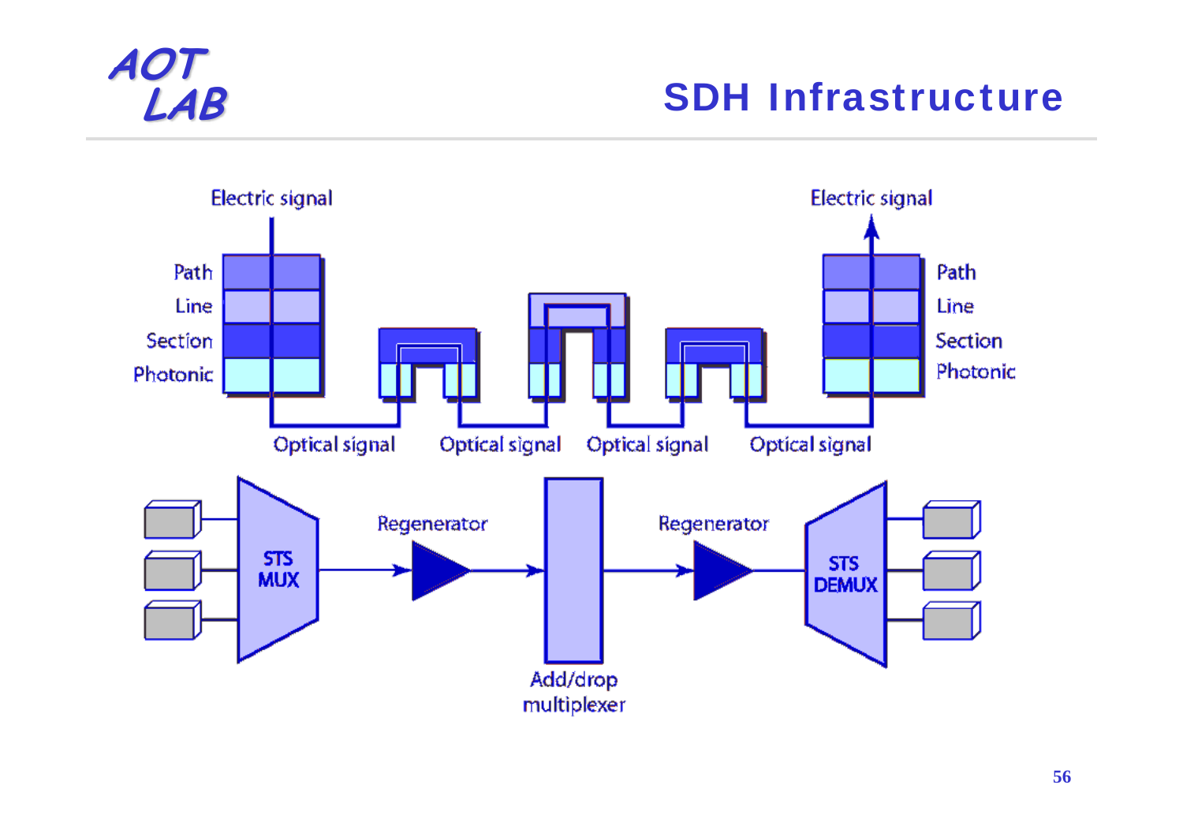# SDH Infrastructure

Electric signal

Path

Line

Section

Photonic

Optical signal

Optical signal

Optical signal

Optical signal

Electric signal

Path

Line

Section

Photonic

STS MUX

Regenerator

Add/drop multiplexer

Regenerator

STS DEMUX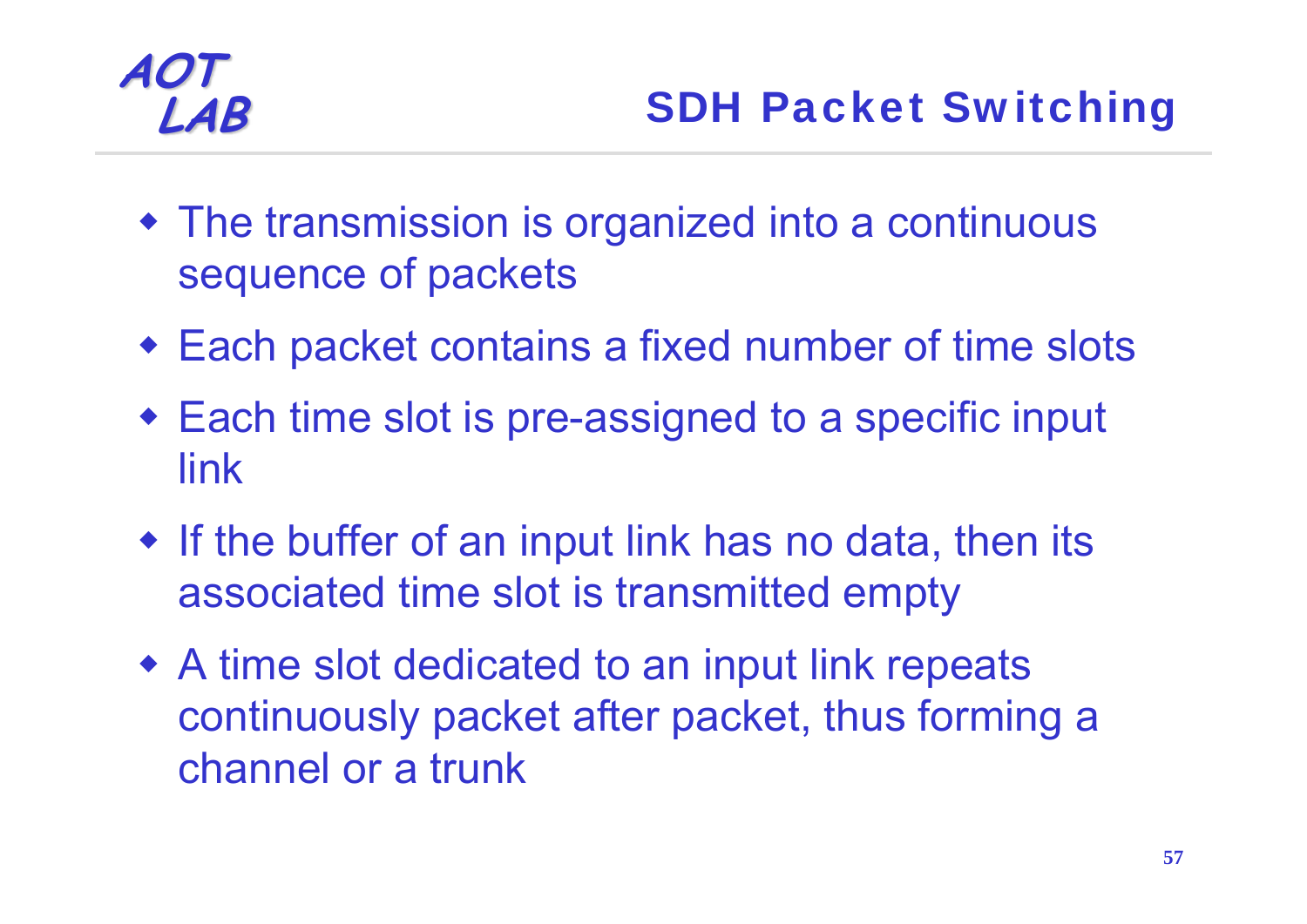# SDH Packet Switching

- The transmission is organized into a continuous sequence of packets
- Each packet contains a fixed number of time slots
- Each time slot is pre-assigned to a specific input link
- If the buffer of an input link has no data, then its associated time slot is transmitted empty
- A time slot dedicated to an input link repeats continuously packet after packet, thus forming a channel or a trunk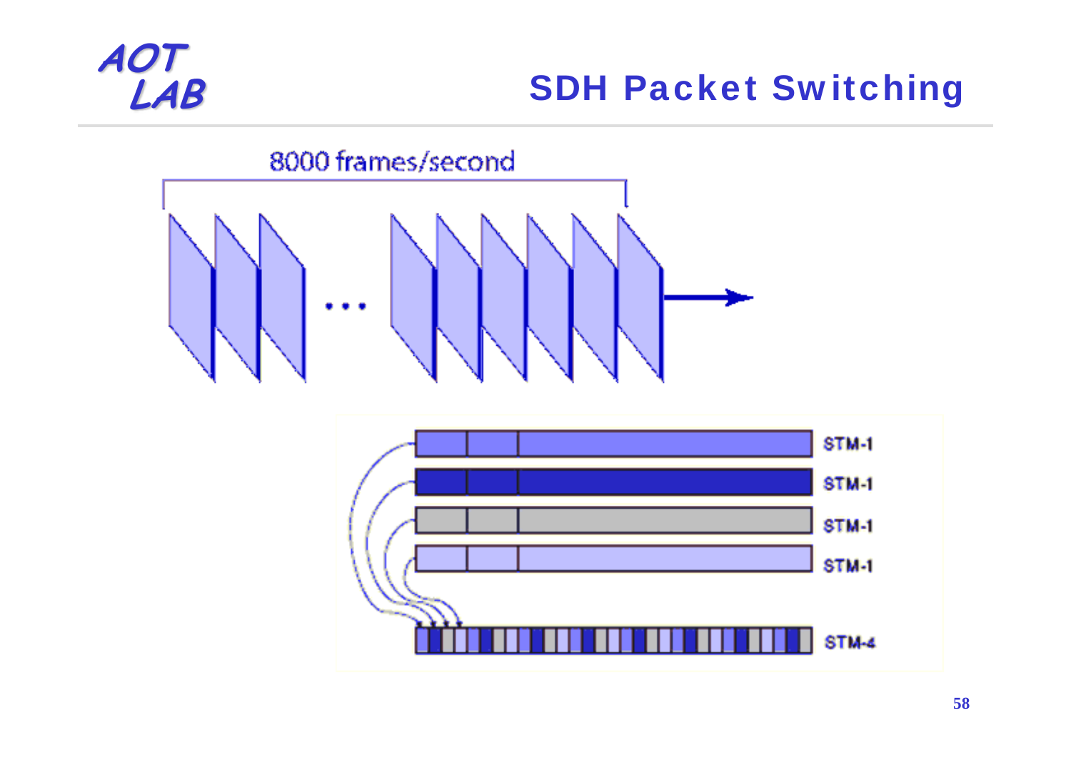# SDH Packet Switching

8000 frames/second

STM-1

STM-1

STM-1

STM-1

STM-4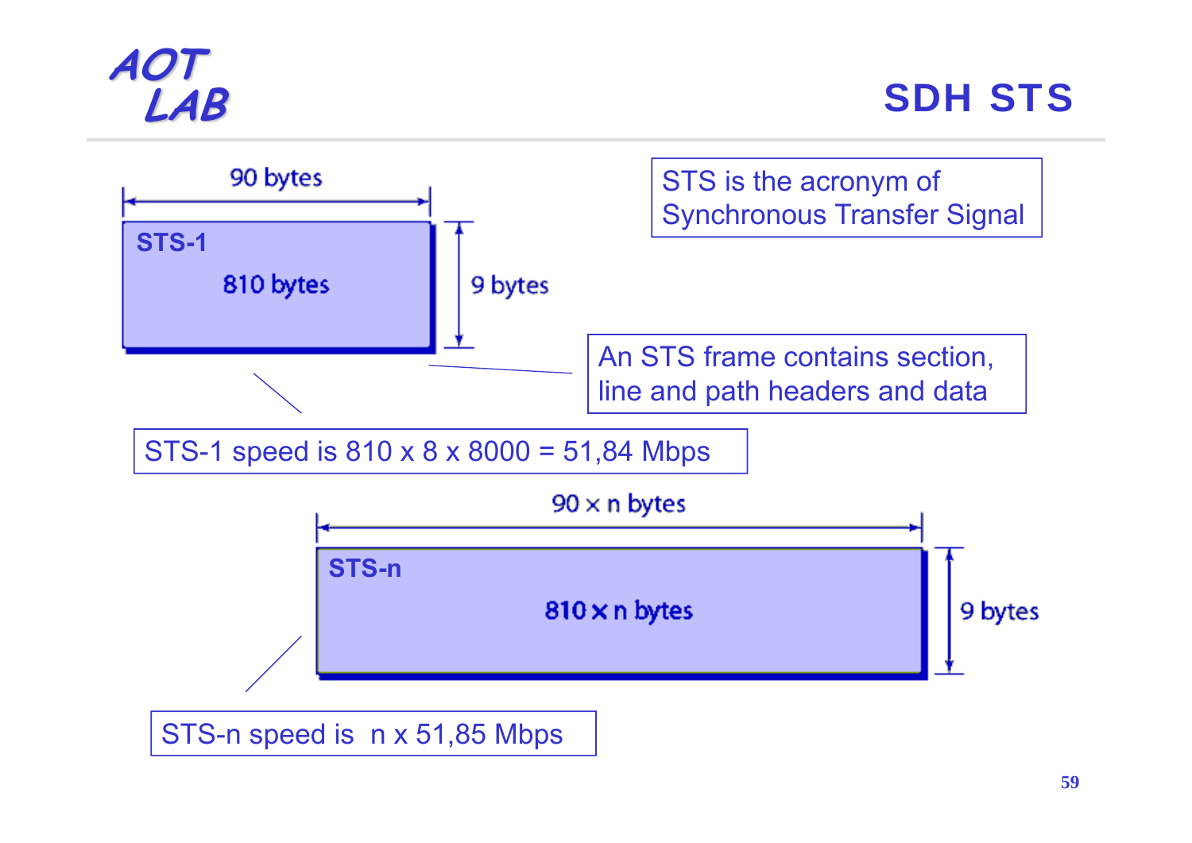# SDH STS

90 bytes

STS-1

810 bytes

9 bytes

STS is the acronym of Synchronous Transfer Signal

An STS frame contains section, line and path headers and data

STS-1 speed is 810 x 8 x 8000 = 51,84 Mbps

$90 \times n$ bytes

STS-n

$810 \times n$ bytes

9 bytes

STS-n speed is n x 51,85 Mbps